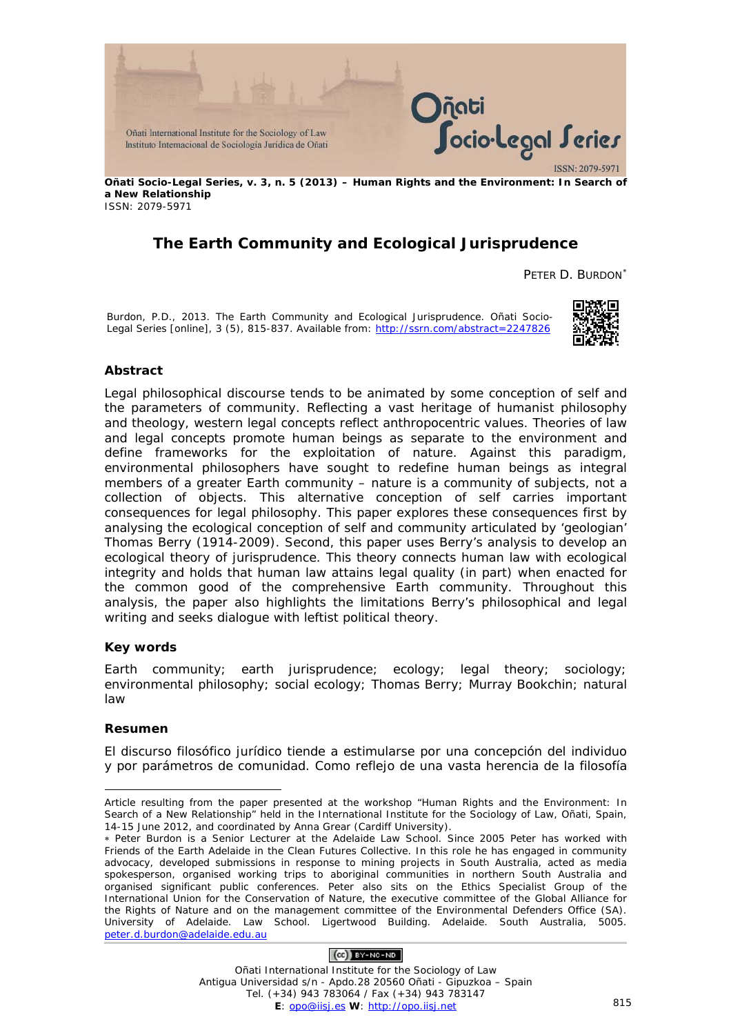**Oñati Socio-Legal Series, v. 3, n. 5 (2013) – Human Rights and the Environment: In Search of a New Relationship**
ISSN: 2079-5971

# The Earth Community and Ecological Jurisprudence

PETER D. BURDON[∗]

Burdon, P.D., 2013. The Earth Community and Ecological Jurisprudence. Oñati Socio-Legal Series [online], 3 (5), 815-837. Available from: http://ssrn.com/abstract=2247826

### Abstract

Legal philosophical discourse tends to be animated by some conception of self and the parameters of community. Reflecting a vast heritage of humanist philosophy and theology, western legal concepts reflect anthropocentric values. Theories of law and legal concepts promote human beings as separate to the environment and define frameworks for the exploitation of nature. Against this paradigm, environmental philosophers have sought to redefine human beings as integral members of a greater Earth community – nature is a community of subjects, not a collection of objects. This alternative conception of self carries important consequences for legal philosophy. This paper explores these consequences first by analysing the ecological conception of self and community articulated by 'geologian' Thomas Berry (1914-2009). Second, this paper uses Berry's analysis to develop an ecological theory of jurisprudence. This theory connects human law with ecological integrity and holds that human law attains legal quality (in part) when enacted for the common good of the comprehensive Earth community. Throughout this analysis, the paper also highlights the limitations Berry's philosophical and legal writing and seeks dialogue with leftist political theory.

### Key words

Earth community; earth jurisprudence; ecology; legal theory; sociology; environmental philosophy; social ecology; Thomas Berry; Murray Bookchin; natural law

### Resumen

El discurso filosófico jurídico tiende a estimularse por una concepción del individuo y por parámetros de comunidad. Como reflejo de una vasta herencia de la filosofía

---

Article resulting from the paper presented at the workshop "Human Rights and the Environment: In Search of a New Relationship" held in the International Institute for the Sociology of Law, Oñati, Spain, 14-15 June 2012, and coordinated by Anna Grear (Cardiff University).

∗ Peter Burdon is a Senior Lecturer at the Adelaide Law School. Since 2005 Peter has worked with Friends of the Earth Adelaide in the Clean Futures Collective. In this role he has engaged in community advocacy, developed submissions in response to mining projects in South Australia, acted as media spokesperson, organised working trips to aboriginal communities in northern South Australia and organised significant public conferences. Peter also sits on the Ethics Specialist Group of the International Union for the Conservation of Nature, the executive committee of the Global Alliance for the Rights of Nature and on the management committee of the Environmental Defenders Office (SA). University of Adelaide. Law School. Ligertwood Building. Adelaide. South Australia, 5005. peter.d.burdon@adelaide.edu.au

Oñati International Institute for the Sociology of Law
Antigua Universidad s/n - Apdo.28 20560 Oñati - Gipuzkoa – Spain
Tel. (+34) 943 783064 / Fax (+34) 943 783147
**E**: opo@iisj.es **W**: http://opo.iisj.net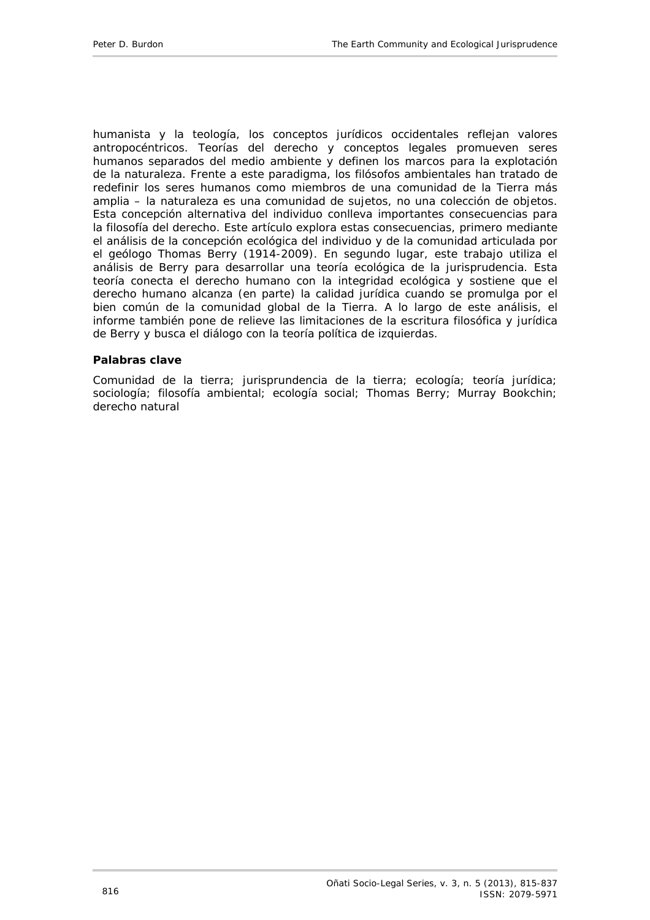humanista y la teología, los conceptos jurídicos occidentales reflejan valores antropocéntricos. Teorías del derecho y conceptos legales promueven seres humanos separados del medio ambiente y definen los marcos para la explotación de la naturaleza. Frente a este paradigma, los filósofos ambientales han tratado de redefinir los seres humanos como miembros de una comunidad de la Tierra más amplia – la naturaleza es una comunidad de sujetos, no una colección de objetos. Esta concepción alternativa del individuo conlleva importantes consecuencias para la filosofía del derecho. Este artículo explora estas consecuencias, primero mediante el análisis de la concepción ecológica del individuo y de la comunidad articulada por el geólogo Thomas Berry (1914-2009). En segundo lugar, este trabajo utiliza el análisis de Berry para desarrollar una teoría ecológica de la jurisprudencia. Esta teoría conecta el derecho humano con la integridad ecológica y sostiene que el derecho humano alcanza (en parte) la calidad jurídica cuando se promulga por el bien común de la comunidad global de la Tierra. A lo largo de este análisis, el informe también pone de relieve las limitaciones de la escritura filosófica y jurídica de Berry y busca el diálogo con la teoría política de izquierdas.

**Palabras clave**

Comunidad de la tierra; jurisprundencia de la tierra; ecología; teoría jurídica; sociología; filosofía ambiental; ecología social; Thomas Berry; Murray Bookchin; derecho natural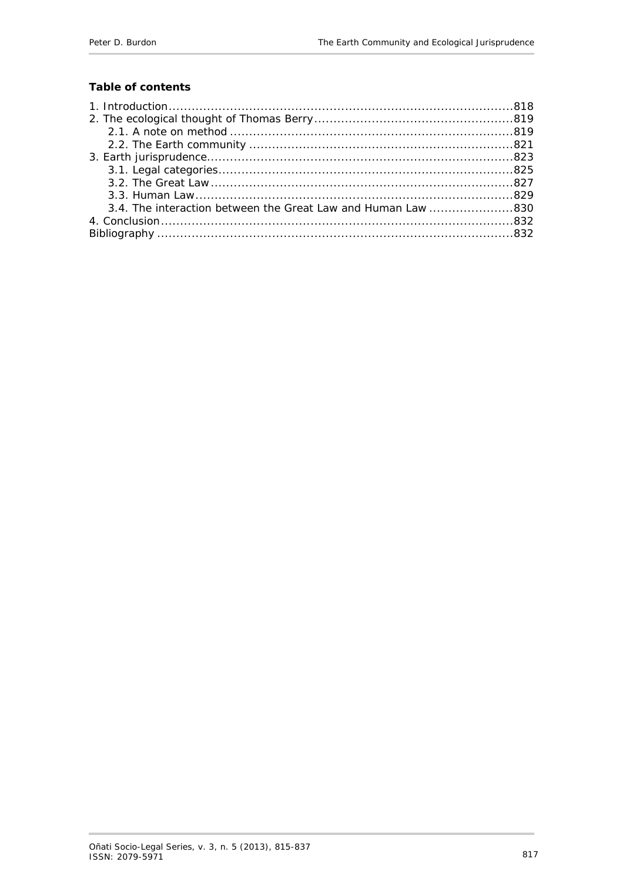**Table of contents**

1. Introduction .......... 818
2. The ecological thought of Thomas Berry .......... 819
   - 2.1. A note on method .......... 819
   - 2.2. The Earth community .......... 821
3. Earth jurisprudence .......... 823
   - 3.1. Legal categories .......... 825
   - 3.2. The Great Law .......... 827
   - 3.3. Human Law .......... 829
   - 3.4. The interaction between the Great Law and Human Law .......... 830
4. Conclusion .......... 832

Bibliography .......... 832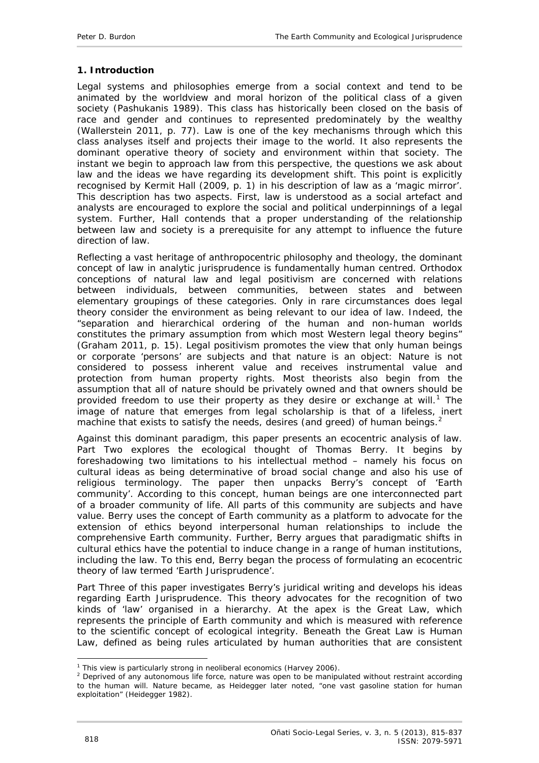## 1. Introduction

Legal systems and philosophies emerge from a social context and tend to be animated by the worldview and moral horizon of the political class of a given society (Pashukanis 1989). This class has historically been closed on the basis of race and gender and continues to represented predominately by the wealthy (Wallerstein 2011, p. 77). Law is one of the key mechanisms through which this class analyses itself and projects their image to the world. It also represents the dominant operative theory of society and environment within that society. The instant we begin to approach law from this perspective, the questions we ask about law and the ideas we have regarding its development shift. This point is explicitly recognised by Kermit Hall (2009, p. 1) in his description of law as a 'magic mirror'. This description has two aspects. First, law is understood as a social artefact and analysts are encouraged to explore the social and political underpinnings of a legal system. Further, Hall contends that a proper understanding of the relationship between law and society is a prerequisite for any attempt to influence the future direction of law.

Reflecting a vast heritage of anthropocentric philosophy and theology, the dominant concept of law in analytic jurisprudence is fundamentally human centred. Orthodox conceptions of natural law and legal positivism are concerned with relations between individuals, between communities, between states and between elementary groupings of these categories. Only in rare circumstances does legal theory consider the environment as being relevant to our idea of law. Indeed, the "separation and hierarchical ordering of the human and non-human worlds constitutes the primary assumption from which most Western legal theory begins" (Graham 2011, p. 15). Legal positivism promotes the view that only human beings or corporate 'persons' are subjects and that nature is an object: Nature is not considered to possess inherent value and receives instrumental value and protection from human property rights. Most theorists also begin from the assumption that all of nature should be privately owned and that owners should be provided freedom to use their property as they desire or exchange at will.[1] The image of nature that emerges from legal scholarship is that of a lifeless, inert machine that exists to satisfy the needs, desires (and greed) of human beings.[2]

Against this dominant paradigm, this paper presents an ecocentric analysis of law. Part Two explores the ecological thought of Thomas Berry. It begins by foreshadowing two limitations to his intellectual method – namely his focus on cultural ideas as being determinative of broad social change and also his use of religious terminology. The paper then unpacks Berry's concept of 'Earth community'. According to this concept, human beings are one interconnected part of a broader community of life. All parts of this community are subjects and have value. Berry uses the concept of Earth community as a platform to advocate for the extension of ethics beyond interpersonal human relationships to include the comprehensive Earth community. Further, Berry argues that paradigmatic shifts in cultural ethics have the potential to induce change in a range of human institutions, including the law. To this end, Berry began the process of formulating an ecocentric theory of law termed 'Earth Jurisprudence'.

Part Three of this paper investigates Berry's juridical writing and develops his ideas regarding Earth Jurisprudence. This theory advocates for the recognition of two kinds of 'law' organised in a hierarchy. At the apex is the Great Law, which represents the principle of Earth community and which is measured with reference to the scientific concept of ecological integrity. Beneath the Great Law is Human Law, defined as being rules articulated by human authorities that are consistent

[1] This view is particularly strong in neoliberal economics (Harvey 2006).

[2] Deprived of any autonomous life force, nature was open to be manipulated without restraint according to the human will. Nature became, as Heidegger later noted, "one vast gasoline station for human exploitation" (Heidegger 1982).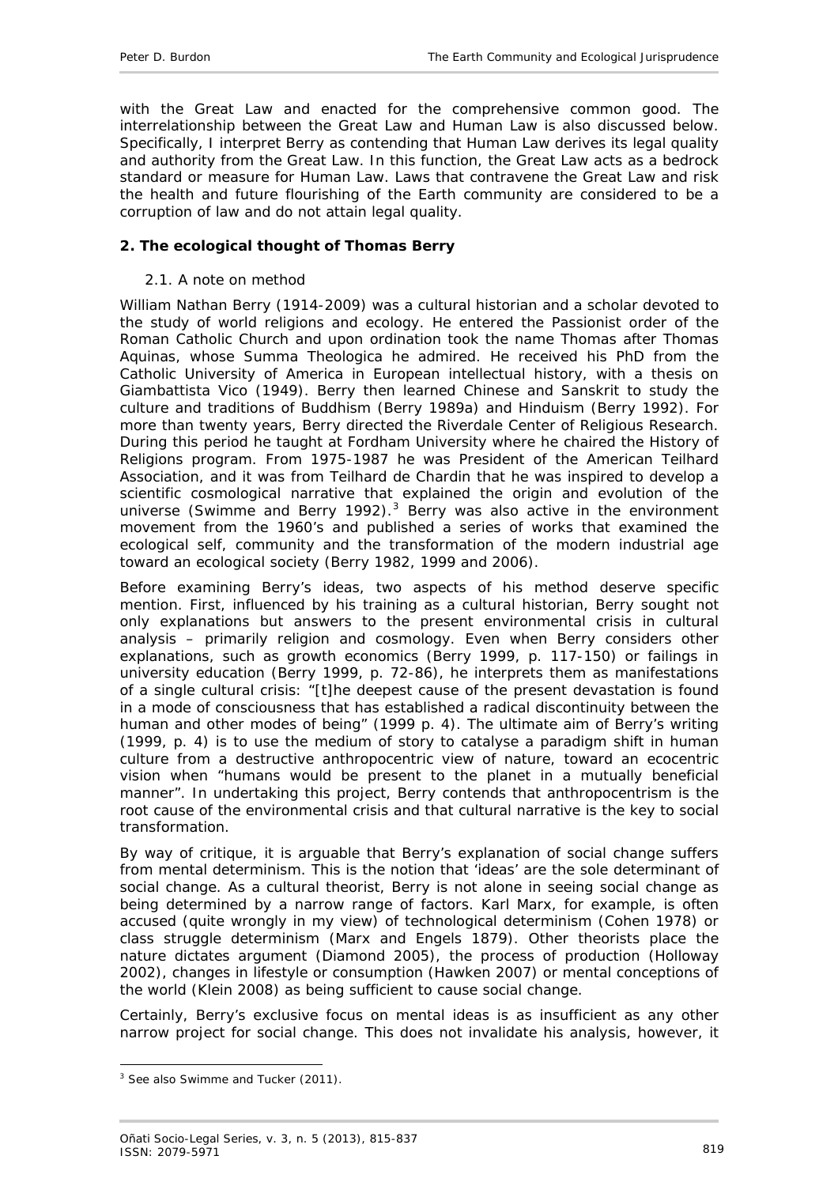with the Great Law and enacted for the comprehensive common good. The interrelationship between the Great Law and Human Law is also discussed below. Specifically, I interpret Berry as contending that Human Law derives its legal quality and authority from the Great Law. In this function, the Great Law acts as a bedrock standard or measure for Human Law. Laws that contravene the Great Law and risk the health and future flourishing of the Earth community are considered to be a corruption of law and do not attain legal quality.

## 2. The ecological thought of Thomas Berry

### 2.1. A note on method

William Nathan Berry (1914-2009) was a cultural historian and a scholar devoted to the study of world religions and ecology. He entered the Passionist order of the Roman Catholic Church and upon ordination took the name Thomas after Thomas Aquinas, whose *Summa Theologica* he admired. He received his PhD from the Catholic University of America in European intellectual history, with a thesis on Giambattista Vico (1949). Berry then learned Chinese and Sanskrit to study the culture and traditions of Buddhism (Berry 1989a) and Hinduism (Berry 1992). For more than twenty years, Berry directed the Riverdale Center of Religious Research. During this period he taught at Fordham University where he chaired the History of Religions program. From 1975-1987 he was President of the American Teilhard Association, and it was from Teilhard de Chardin that he was inspired to develop a scientific cosmological narrative that explained the origin and evolution of the universe (Swimme and Berry 1992).[3] Berry was also active in the environment movement from the 1960's and published a series of works that examined the ecological self, community and the transformation of the modern industrial age toward an ecological society (Berry 1982, 1999 and 2006).

Before examining Berry's ideas, two aspects of his method deserve specific mention. First, influenced by his training as a cultural historian, Berry sought not only explanations but answers to the present environmental crisis in cultural analysis – primarily religion and cosmology. Even when Berry considers other explanations, such as growth economics (Berry 1999, p. 117-150) or failings in university education (Berry 1999, p. 72-86), he interprets them as manifestations of a single cultural crisis: "[t]he deepest cause of the present devastation is found in a mode of consciousness that has established a radical discontinuity between the human and other modes of being" (1999 p. 4). The ultimate aim of Berry's writing (1999, p. 4) is to use the medium of story to catalyse a paradigm shift in human culture from a destructive anthropocentric view of nature, toward an ecocentric vision when "humans would be present to the planet in a mutually beneficial manner". In undertaking this project, Berry contends that anthropocentrism is the root cause of the environmental crisis and that cultural narrative is the key to social transformation.

By way of critique, it is arguable that Berry's explanation of social change suffers from mental determinism. This is the notion that 'ideas' are the sole determinant of social change. As a cultural theorist, Berry is not alone in seeing social change as being determined by a narrow range of factors. Karl Marx, for example, is often accused (quite wrongly in my view) of technological determinism (Cohen 1978) or class struggle determinism (Marx and Engels 1879). Other theorists place the nature dictates argument (Diamond 2005), the process of production (Holloway 2002), changes in lifestyle or consumption (Hawken 2007) or mental conceptions of the world (Klein 2008) as being sufficient to cause social change.

Certainly, Berry's exclusive focus on mental ideas is as insufficient as any other narrow project for social change. This does not invalidate his analysis, however, it

[3] See also Swimme and Tucker (2011).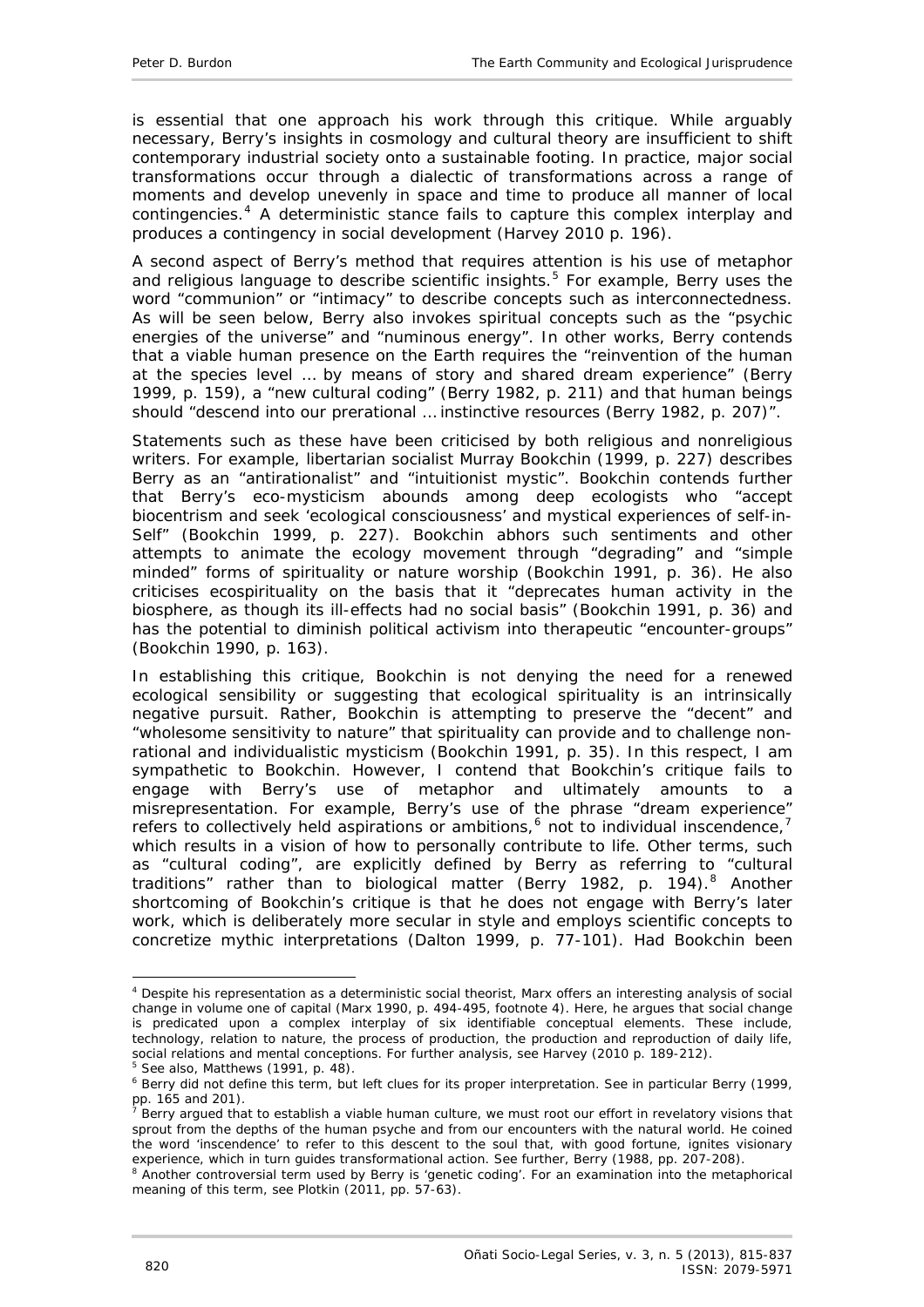is essential that one approach his work through this critique. While arguably necessary, Berry's insights in cosmology and cultural theory are insufficient to shift contemporary industrial society onto a sustainable footing. In practice, major social transformations occur through a dialectic of transformations across a range of moments and develop unevenly in space and time to produce all manner of local contingencies.[4] A deterministic stance fails to capture this complex interplay and produces a contingency in social development (Harvey 2010 p. 196).

A second aspect of Berry's method that requires attention is his use of metaphor and religious language to describe scientific insights.[5] For example, Berry uses the word "communion" or "intimacy" to describe concepts such as interconnectedness. As will be seen below, Berry also invokes spiritual concepts such as the "psychic energies of the universe" and "numinous energy". In other works, Berry contends that a viable human presence on the Earth requires the "reinvention of the human at the species level … by means of story and shared dream experience" (Berry 1999, p. 159), a "new cultural coding" (Berry 1982, p. 211) and that human beings should "descend into our prerational … instinctive resources (Berry 1982, p. 207)".

Statements such as these have been criticised by both religious and nonreligious writers. For example, libertarian socialist Murray Bookchin (1999, p. 227) describes Berry as an "antirationalist" and "intuitionist mystic". Bookchin contends further that Berry's eco-mysticism abounds among deep ecologists who "accept biocentrism and seek 'ecological consciousness' and mystical experiences of self-in-Self" (Bookchin 1999, p. 227). Bookchin abhors such sentiments and other attempts to animate the ecology movement through "degrading" and "simple minded" forms of spirituality or nature worship (Bookchin 1991, p. 36). He also criticises ecospirituality on the basis that it "deprecates human activity in the biosphere, as though its ill-effects had no social basis" (Bookchin 1991, p. 36) and has the potential to diminish political activism into therapeutic "encounter-groups" (Bookchin 1990, p. 163).

In establishing this critique, Bookchin is not denying the need for a renewed ecological sensibility or suggesting that ecological spirituality is an intrinsically negative pursuit. Rather, Bookchin is attempting to preserve the "decent" and "wholesome sensitivity to nature" that spirituality can provide and to challenge non-rational and individualistic mysticism (Bookchin 1991, p. 35). In this respect, I am sympathetic to Bookchin. However, I contend that Bookchin's critique fails to engage with Berry's use of metaphor and ultimately amounts to a misrepresentation. For example, Berry's use of the phrase "dream experience" refers to collectively held aspirations or ambitions,[6] not to individual inscendence,[7] which results in a vision of how to personally contribute to life. Other terms, such as "cultural coding", are explicitly defined by Berry as referring to "cultural traditions" rather than to biological matter (Berry 1982, p. 194).[8] Another shortcoming of Bookchin's critique is that he does not engage with Berry's later work, which is deliberately more secular in style and employs scientific concepts to concretize mythic interpretations (Dalton 1999, p. 77-101). Had Bookchin been

---

[4] Despite his representation as a deterministic social theorist, Marx offers an interesting analysis of social change in volume one of capital (Marx 1990, p. 494-495, footnote 4). Here, he argues that social change is predicated upon a complex interplay of six identifiable conceptual elements. These include, technology, relation to nature, the process of production, the production and reproduction of daily life, social relations and mental conceptions. For further analysis, see Harvey (2010 p. 189-212).

[5] See also, Matthews (1991, p. 48).

[6] Berry did not define this term, but left clues for its proper interpretation. See in particular Berry (1999, pp. 165 and 201).

[7] Berry argued that to establish a viable human culture, we must root our effort in revelatory visions that sprout from the depths of the human psyche and from our encounters with the natural world. He coined the word 'inscendence' to refer to this descent to the soul that, with good fortune, ignites visionary experience, which in turn guides transformational action. See further, Berry (1988, pp. 207-208).

[8] Another controversial term used by Berry is 'genetic coding'. For an examination into the metaphorical meaning of this term, see Plotkin (2011, pp. 57-63).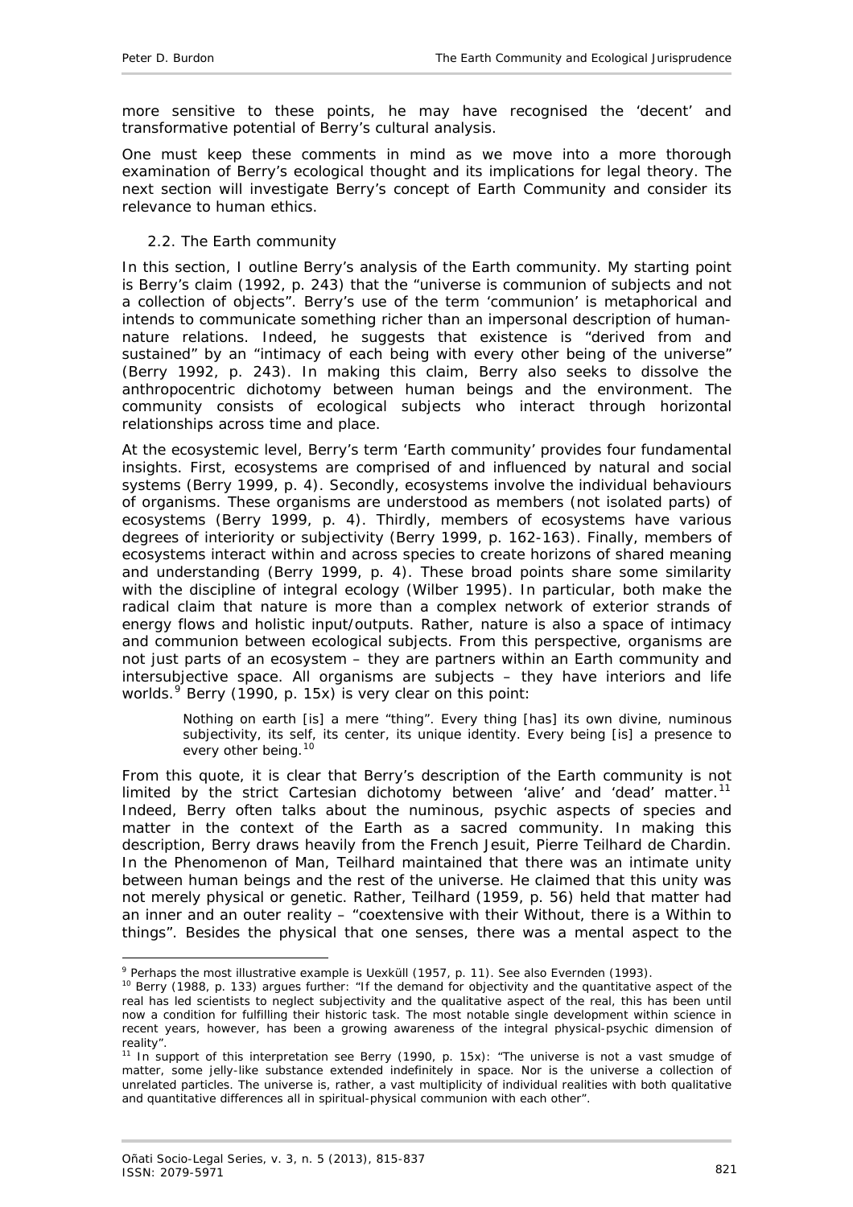more sensitive to these points, he may have recognised the 'decent' and transformative potential of Berry's cultural analysis.

One must keep these comments in mind as we move into a more thorough examination of Berry's ecological thought and its implications for legal theory. The next section will investigate Berry's concept of Earth Community and consider its relevance to human ethics.

### 2.2. The Earth community

In this section, I outline Berry's analysis of the Earth community. My starting point is Berry's claim (1992, p. 243) that the "universe is communion of subjects and not a collection of objects". Berry's use of the term 'communion' is metaphorical and intends to communicate something richer than an impersonal description of human-nature relations. Indeed, he suggests that existence is "derived from and sustained" by an "intimacy of each being with every other being of the universe" (Berry 1992, p. 243). In making this claim, Berry also seeks to dissolve the anthropocentric dichotomy between human beings and the environment. The community consists of ecological subjects who interact through horizontal relationships across time and place.

At the ecosystemic level, Berry's term 'Earth community' provides four fundamental insights. First, ecosystems are comprised of and influenced by natural and social systems (Berry 1999, p. 4). Secondly, ecosystems involve the individual behaviours of organisms. These organisms are understood as members (not isolated parts) of ecosystems (Berry 1999, p. 4). Thirdly, members of ecosystems have various degrees of interiority or subjectivity (Berry 1999, p. 162-163). Finally, members of ecosystems interact within and across species to create horizons of shared meaning and understanding (Berry 1999, p. 4). These broad points share some similarity with the discipline of integral ecology (Wilber 1995). In particular, both make the radical claim that nature is more than a complex network of exterior strands of energy flows and holistic input/outputs. Rather, nature is also a space of intimacy and communion between ecological subjects. From this perspective, organisms are not just parts of an ecosystem – they are partners within an Earth community and intersubjective space. All organisms are subjects – they have interiors and life worlds.[9] Berry (1990, p. 15x) is very clear on this point:

> Nothing on earth [is] a mere "thing". Every thing [has] its own divine, numinous subjectivity, its self, its center, its unique identity. Every being [is] a presence to every other being.[10]

From this quote, it is clear that Berry's description of the Earth community is not limited by the strict Cartesian dichotomy between 'alive' and 'dead' matter.[11] Indeed, Berry often talks about the numinous, psychic aspects of species and matter in the context of the Earth as a sacred community. In making this description, Berry draws heavily from the French Jesuit, Pierre Teilhard de Chardin. In the Phenomenon of Man, Teilhard maintained that there was an intimate unity between human beings and the rest of the universe. He claimed that this unity was not merely physical or genetic. Rather, Teilhard (1959, p. 56) held that matter had an inner and an outer reality – "coextensive with their Without, there is a Within to things". Besides the physical that one senses, there was a mental aspect to the

---

[9] Perhaps the most illustrative example is Uexküll (1957, p. 11). See also Evernden (1993).

[10] Berry (1988, p. 133) argues further: "If the demand for objectivity and the quantitative aspect of the real has led scientists to neglect subjectivity and the qualitative aspect of the real, this has been until now a condition for fulfilling their historic task. The most notable single development within science in recent years, however, has been a growing awareness of the integral physical-psychic dimension of reality".

[11] In support of this interpretation see Berry (1990, p. 15x): "The universe is not a vast smudge of matter, some jelly-like substance extended indefinitely in space. Nor is the universe a collection of unrelated particles. The universe is, rather, a vast multiplicity of individual realities with both qualitative and quantitative differences all in spiritual-physical communion with each other".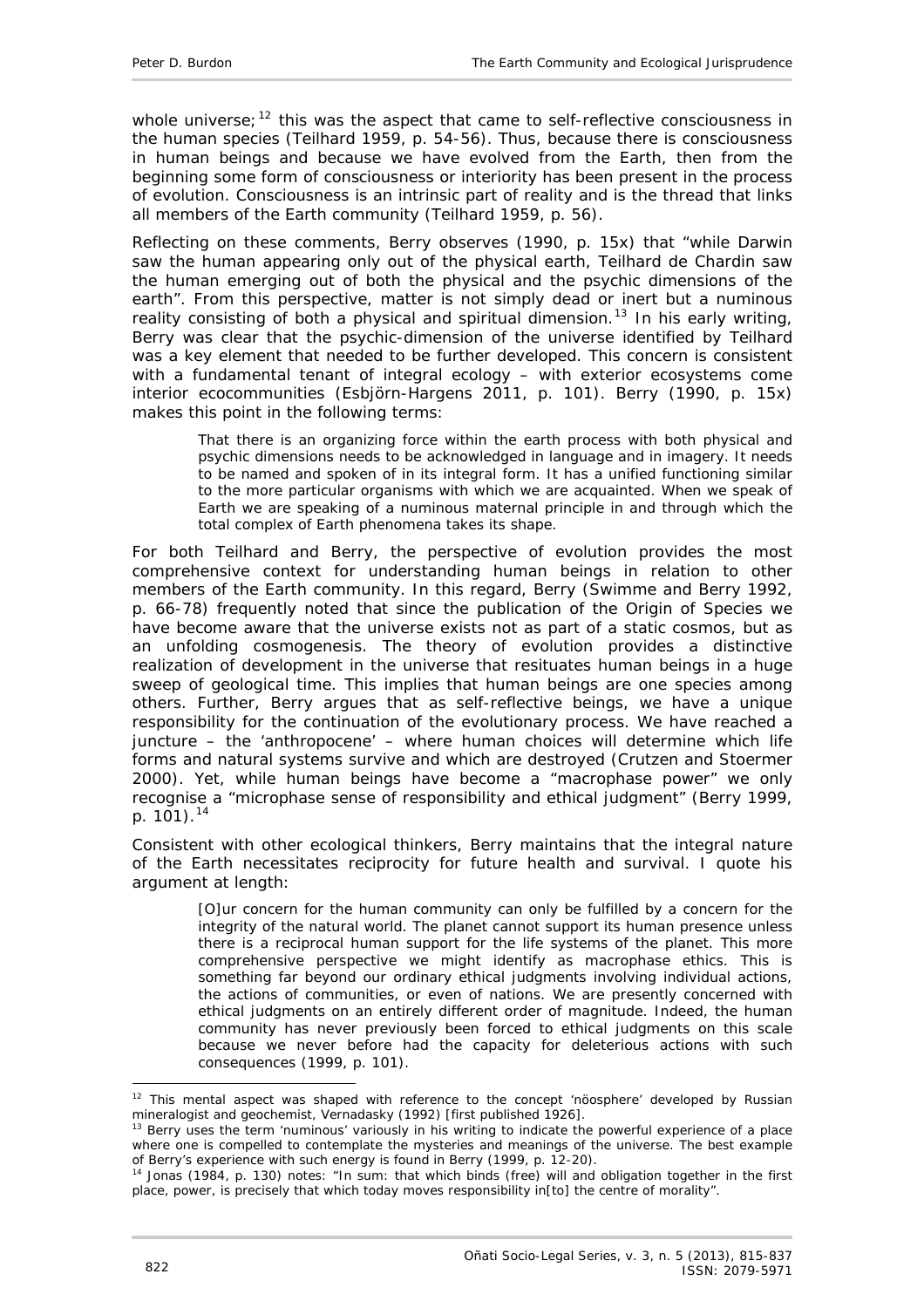whole universe;[12] this was the aspect that came to self-reflective consciousness in the human species (Teilhard 1959, p. 54-56). Thus, because there is consciousness in human beings and because we have evolved from the Earth, then from the beginning some form of consciousness or interiority has been present in the process of evolution. Consciousness is an intrinsic part of reality and is the thread that links all members of the Earth community (Teilhard 1959, p. 56).

Reflecting on these comments, Berry observes (1990, p. 15x) that "while Darwin saw the human appearing only out of the physical earth, Teilhard de Chardin saw the human emerging out of both the physical and the psychic dimensions of the earth". From this perspective, matter is not simply dead or inert but a numinous reality consisting of both a physical and spiritual dimension.[13] In his early writing, Berry was clear that the psychic-dimension of the universe identified by Teilhard was a key element that needed to be further developed. This concern is consistent with a fundamental tenant of integral ecology – with exterior ecosystems come interior ecocommunities (Esbjörn-Hargens 2011, p. 101). Berry (1990, p. 15x) makes this point in the following terms:

> That there is an organizing force within the earth process with both physical and psychic dimensions needs to be acknowledged in language and in imagery. It needs to be named and spoken of in its integral form. It has a unified functioning similar to the more particular organisms with which we are acquainted. When we speak of Earth we are speaking of a numinous maternal principle in and through which the total complex of Earth phenomena takes its shape.

For both Teilhard and Berry, the perspective of evolution provides the most comprehensive context for understanding human beings in relation to other members of the Earth community. In this regard, Berry (Swimme and Berry 1992, p. 66-78) frequently noted that since the publication of the Origin of Species we have become aware that the universe exists not as part of a static cosmos, but as an unfolding cosmogenesis. The theory of evolution provides a distinctive realization of development in the universe that resituates human beings in a huge sweep of geological time. This implies that human beings are one species among others. Further, Berry argues that as self-reflective beings, we have a unique responsibility for the continuation of the evolutionary process. We have reached a juncture – the 'anthropocene' – where human choices will determine which life forms and natural systems survive and which are destroyed (Crutzen and Stoermer 2000). Yet, while human beings have become a "macrophase power" we only recognise a "microphase sense of responsibility and ethical judgment" (Berry 1999, p. 101).[14]

Consistent with other ecological thinkers, Berry maintains that the integral nature of the Earth necessitates reciprocity for future health and survival. I quote his argument at length:

> [O]ur concern for the human community can only be fulfilled by a concern for the integrity of the natural world. The planet cannot support its human presence unless there is a reciprocal human support for the life systems of the planet. This more comprehensive perspective we might identify as macrophase ethics. This is something far beyond our ordinary ethical judgments involving individual actions, the actions of communities, or even of nations. We are presently concerned with ethical judgments on an entirely different order of magnitude. Indeed, the human community has never previously been forced to ethical judgments on this scale because we never before had the capacity for deleterious actions with such consequences (1999, p. 101).

---

[12] This mental aspect was shaped with reference to the concept 'nöosphere' developed by Russian mineralogist and geochemist, Vernadasky (1992) [first published 1926].

[13] Berry uses the term 'numinous' variously in his writing to indicate the powerful experience of a place where one is compelled to contemplate the mysteries and meanings of the universe. The best example of Berry's experience with such energy is found in Berry (1999, p. 12-20).

[14] Jonas (1984, p. 130) notes: "In sum: that which binds (free) will and obligation together in the first place, power, is precisely that which today moves responsibility in[to] the centre of morality".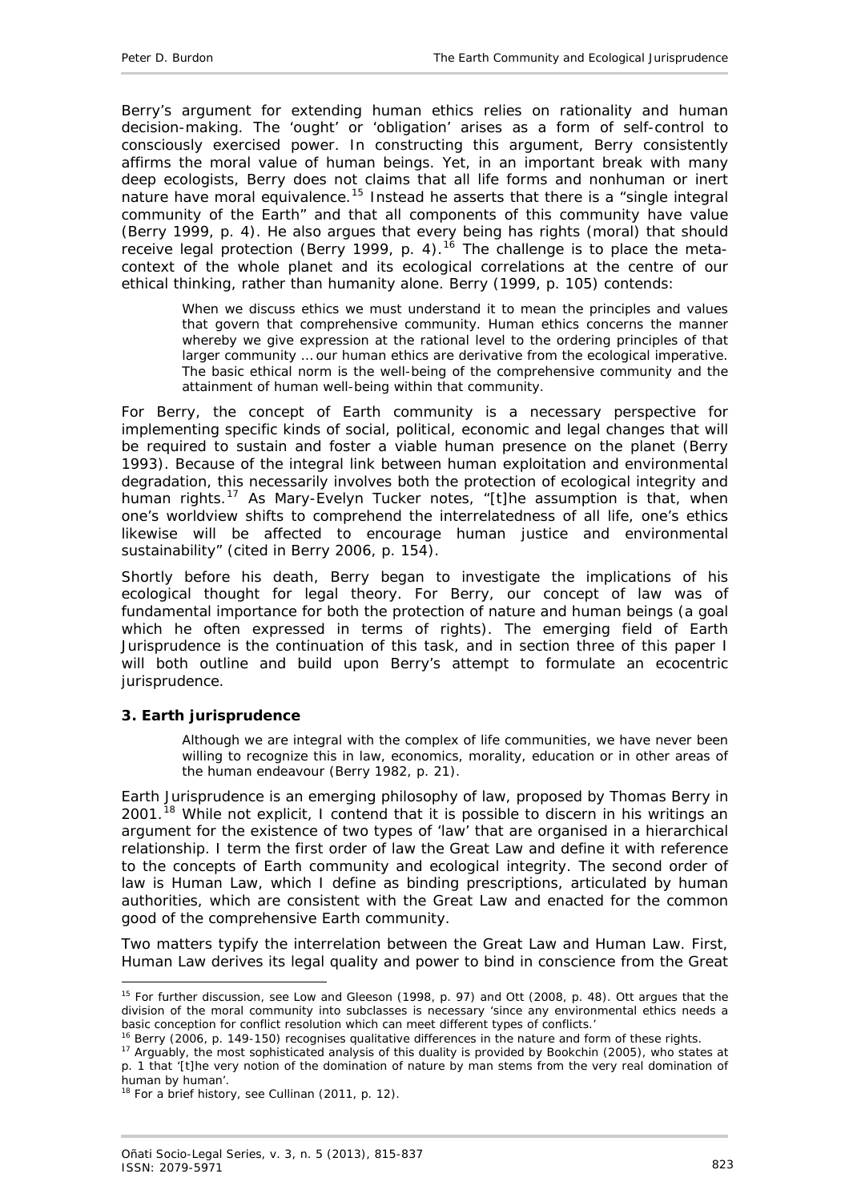Berry's argument for extending human ethics relies on rationality and human decision-making. The 'ought' or 'obligation' arises as a form of self-control to consciously exercised power. In constructing this argument, Berry consistently affirms the moral value of human beings. Yet, in an important break with many deep ecologists, Berry does not claims that all life forms and nonhuman or inert nature have moral equivalence.[15] Instead he asserts that there is a "single integral community of the Earth" and that all components of this community have value (Berry 1999, p. 4). He also argues that every being has rights (moral) that should receive legal protection (Berry 1999, p. 4).[16] The challenge is to place the meta-context of the whole planet and its ecological correlations at the centre of our ethical thinking, rather than humanity alone. Berry (1999, p. 105) contends:

> When we discuss ethics we must understand it to mean the principles and values that govern that comprehensive community. Human ethics concerns the manner whereby we give expression at the rational level to the ordering principles of that larger community … our human ethics are derivative from the ecological imperative. The basic ethical norm is the well-being of the comprehensive community and the attainment of human well-being within that community.

For Berry, the concept of Earth community is a necessary perspective for implementing specific kinds of social, political, economic and legal changes that will be required to sustain and foster a viable human presence on the planet (Berry 1993). Because of the integral link between human exploitation and environmental degradation, this necessarily involves both the protection of ecological integrity and human rights.[17] As Mary-Evelyn Tucker notes, "[t]he assumption is that, when one's worldview shifts to comprehend the interrelatedness of all life, one's ethics likewise will be affected to encourage human justice and environmental sustainability" (cited in Berry 2006, p. 154).

Shortly before his death, Berry began to investigate the implications of his ecological thought for legal theory. For Berry, our concept of law was of fundamental importance for both the protection of nature and human beings (a goal which he often expressed in terms of rights). The emerging field of Earth Jurisprudence is the continuation of this task, and in section three of this paper I will both outline and build upon Berry's attempt to formulate an ecocentric jurisprudence.

### 3. Earth jurisprudence

> Although we are integral with the complex of life communities, we have never been willing to recognize this in law, economics, morality, education or in other areas of the human endeavour (Berry 1982, p. 21).

Earth Jurisprudence is an emerging philosophy of law, proposed by Thomas Berry in 2001.[18] While not explicit, I contend that it is possible to discern in his writings an argument for the existence of two types of 'law' that are organised in a hierarchical relationship. I term the first order of law the Great Law and define it with reference to the concepts of Earth community and ecological integrity. The second order of law is Human Law, which I define as binding prescriptions, articulated by human authorities, which are consistent with the Great Law and enacted for the common good of the comprehensive Earth community.

Two matters typify the interrelation between the Great Law and Human Law. First, Human Law derives its legal quality and power to bind in conscience from the Great

---

[15] For further discussion, see Low and Gleeson (1998, p. 97) and Ott (2008, p. 48). Ott argues that the division of the moral community into subclasses is necessary 'since any environmental ethics needs a basic conception for conflict resolution which can meet different types of conflicts.'

[16] Berry (2006, p. 149-150) recognises qualitative differences in the nature and form of these rights.

[17] Arguably, the most sophisticated analysis of this duality is provided by Bookchin (2005), who states at p. 1 that '[t]he very notion of the domination of nature by man stems from the very real domination of human by human'.

[18] For a brief history, see Cullinan (2011, p. 12).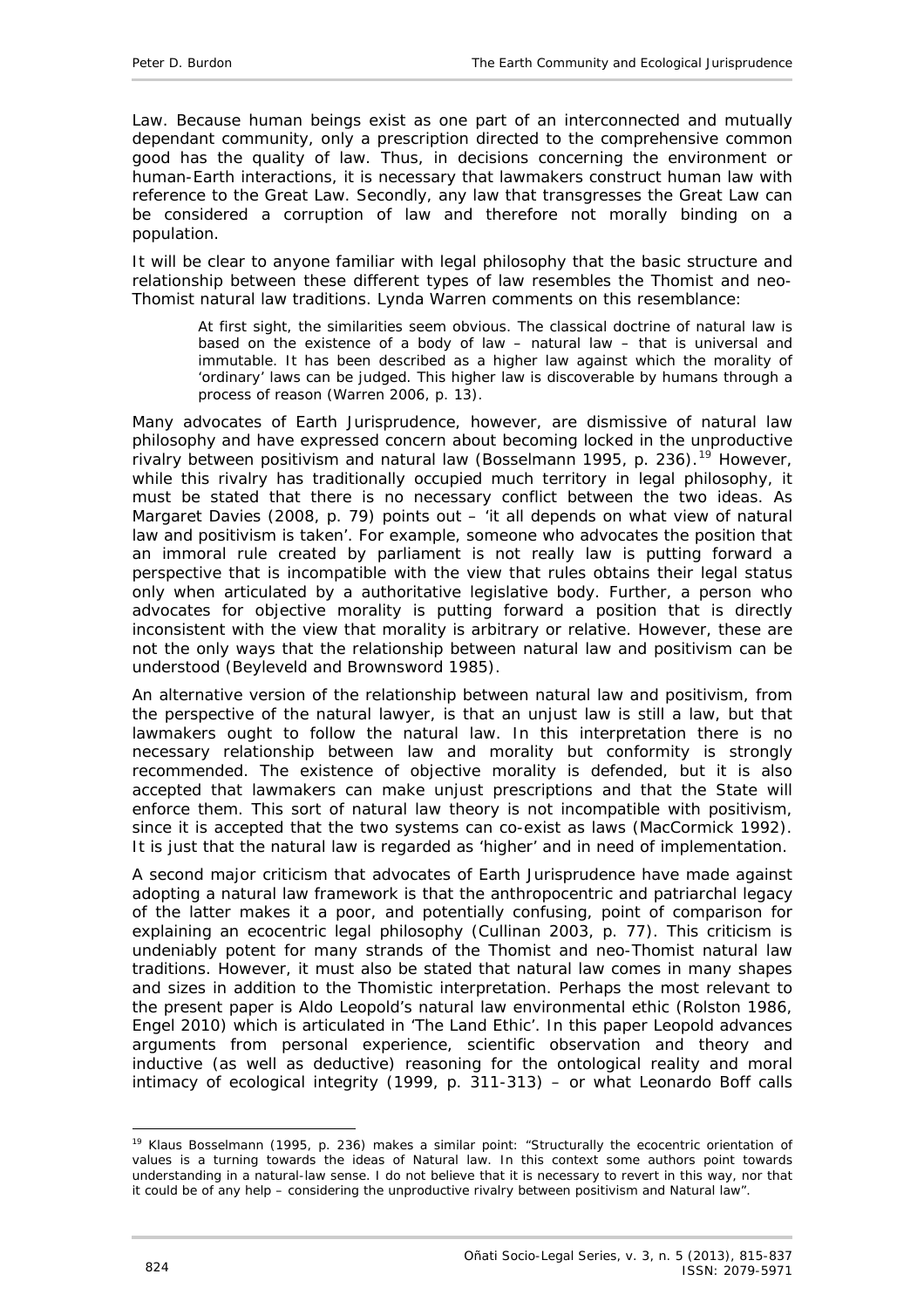Law. Because human beings exist as one part of an interconnected and mutually dependant community, only a prescription directed to the comprehensive common good has the quality of law. Thus, in decisions concerning the environment or human-Earth interactions, it is necessary that lawmakers construct human law with reference to the Great Law. Secondly, any law that transgresses the Great Law can be considered a corruption of law and therefore not morally binding on a population.

It will be clear to anyone familiar with legal philosophy that the basic structure and relationship between these different types of law resembles the Thomist and neo-Thomist natural law traditions. Lynda Warren comments on this resemblance:

> At first sight, the similarities seem obvious. The classical doctrine of natural law is based on the existence of a body of law – natural law – that is universal and immutable. It has been described as a higher law against which the morality of 'ordinary' laws can be judged. This higher law is discoverable by humans through a process of reason (Warren 2006, p. 13).

Many advocates of Earth Jurisprudence, however, are dismissive of natural law philosophy and have expressed concern about becoming locked in the unproductive rivalry between positivism and natural law (Bosselmann 1995, p. 236).[19] However, while this rivalry has traditionally occupied much territory in legal philosophy, it must be stated that there is no necessary conflict between the two ideas. As Margaret Davies (2008, p. 79) points out – 'it all depends on what view of natural law and positivism is taken'. For example, someone who advocates the position that an immoral rule created by parliament is not really law is putting forward a perspective that is incompatible with the view that rules obtains their legal status only when articulated by a authoritative legislative body. Further, a person who advocates for objective morality is putting forward a position that is directly inconsistent with the view that morality is arbitrary or relative. However, these are not the only ways that the relationship between natural law and positivism can be understood (Beyleveld and Brownsword 1985).

An alternative version of the relationship between natural law and positivism, from the perspective of the natural lawyer, is that an unjust law is still a law, but that lawmakers ought to follow the natural law. In this interpretation there is no necessary relationship between law and morality but conformity is strongly recommended. The existence of objective morality is defended, but it is also accepted that lawmakers can make unjust prescriptions and that the State will enforce them. This sort of natural law theory is not incompatible with positivism, since it is accepted that the two systems can co-exist as laws (MacCormick 1992). It is just that the natural law is regarded as 'higher' and in need of implementation.

A second major criticism that advocates of Earth Jurisprudence have made against adopting a natural law framework is that the anthropocentric and patriarchal legacy of the latter makes it a poor, and potentially confusing, point of comparison for explaining an ecocentric legal philosophy (Cullinan 2003, p. 77). This criticism is undeniably potent for many strands of the Thomist and neo-Thomist natural law traditions. However, it must also be stated that natural law comes in many shapes and sizes in addition to the Thomistic interpretation. Perhaps the most relevant to the present paper is Aldo Leopold's natural law environmental ethic (Rolston 1986, Engel 2010) which is articulated in 'The Land Ethic'. In this paper Leopold advances arguments from personal experience, scientific observation and theory and inductive (as well as deductive) reasoning for the ontological reality and moral intimacy of ecological integrity (1999, p. 311-313) – or what Leonardo Boff calls

[19] Klaus Bosselmann (1995, p. 236) makes a similar point: "Structurally the ecocentric orientation of values is a turning towards the ideas of Natural law. In this context some authors point towards understanding in a natural-law sense. I do not believe that it is necessary to revert in this way, nor that it could be of any help – considering the unproductive rivalry between positivism and Natural law".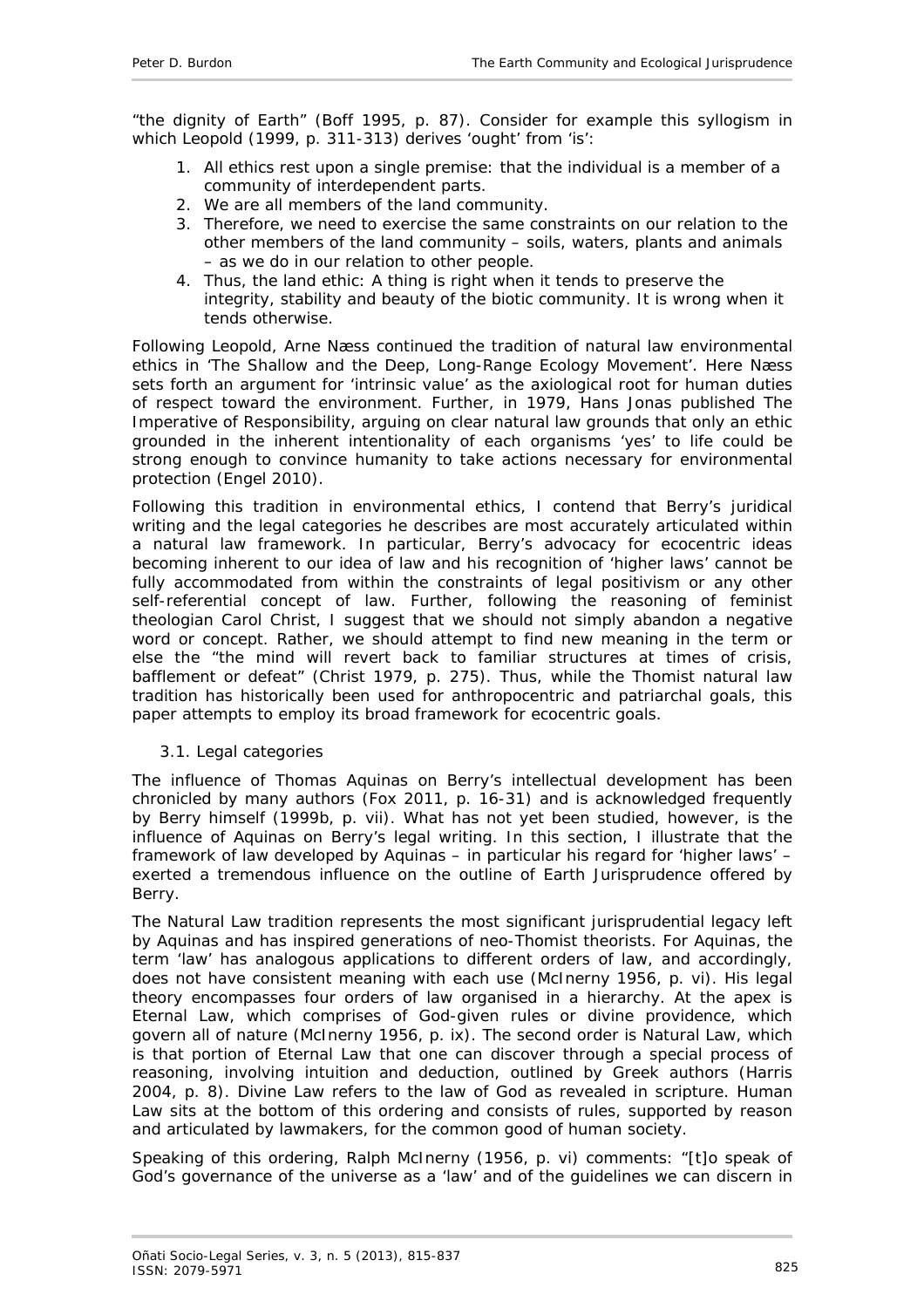"the dignity of Earth" (Boff 1995, p. 87). Consider for example this syllogism in which Leopold (1999, p. 311-313) derives 'ought' from 'is':

1. All ethics rest upon a single premise: that the individual is a member of a community of interdependent parts.
2. We are all members of the land community.
3. Therefore, we need to exercise the same constraints on our relation to the other members of the land community – soils, waters, plants and animals – as we do in our relation to other people.
4. Thus, the land ethic: A thing is right when it tends to preserve the integrity, stability and beauty of the biotic community. It is wrong when it tends otherwise.

Following Leopold, Arne Næss continued the tradition of natural law environmental ethics in 'The Shallow and the Deep, Long-Range Ecology Movement'. Here Næss sets forth an argument for 'intrinsic value' as the axiological root for human duties of respect toward the environment. Further, in 1979, Hans Jonas published *The Imperative of Responsibility*, arguing on clear natural law grounds that only an ethic grounded in the inherent intentionality of each organisms 'yes' to life could be strong enough to convince humanity to take actions necessary for environmental protection (Engel 2010).

Following this tradition in environmental ethics, I contend that Berry's juridical writing and the legal categories he describes are most accurately articulated within a natural law framework. In particular, Berry's advocacy for ecocentric ideas becoming inherent to our idea of law and his recognition of 'higher laws' cannot be fully accommodated from within the constraints of legal positivism or any other self-referential concept of law. Further, following the reasoning of feminist theologian Carol Christ, I suggest that we should not simply abandon a negative word or concept. Rather, we should attempt to find new meaning in the term or else the "the mind will revert back to familiar structures at times of crisis, bafflement or defeat" (Christ 1979, p. 275). Thus, while the Thomist natural law tradition has historically been used for anthropocentric and patriarchal goals, this paper attempts to employ its broad framework for ecocentric goals.

### 3.1. Legal categories

The influence of Thomas Aquinas on Berry's intellectual development has been chronicled by many authors (Fox 2011, p. 16-31) and is acknowledged frequently by Berry himself (1999b, p. vii). What has not yet been studied, however, is the influence of Aquinas on Berry's legal writing. In this section, I illustrate that the framework of law developed by Aquinas – in particular his regard for 'higher laws' – exerted a tremendous influence on the outline of Earth Jurisprudence offered by Berry.

The Natural Law tradition represents the most significant jurisprudential legacy left by Aquinas and has inspired generations of neo-Thomist theorists. For Aquinas, the term 'law' has analogous applications to different orders of law, and accordingly, does not have consistent meaning with each use (McInerny 1956, p. vi). His legal theory encompasses four orders of law organised in a hierarchy. At the apex is Eternal Law, which comprises of God-given rules or divine providence, which govern all of nature (McInerny 1956, p. ix). The second order is Natural Law, which is that portion of Eternal Law that one can discover through a special process of reasoning, involving intuition and deduction, outlined by Greek authors (Harris 2004, p. 8). Divine Law refers to the law of God as revealed in scripture. Human Law sits at the bottom of this ordering and consists of rules, supported by reason and articulated by lawmakers, for the common good of human society.

Speaking of this ordering, Ralph McInerny (1956, p. vi) comments: "[t]o speak of God's governance of the universe as a 'law' and of the guidelines we can discern in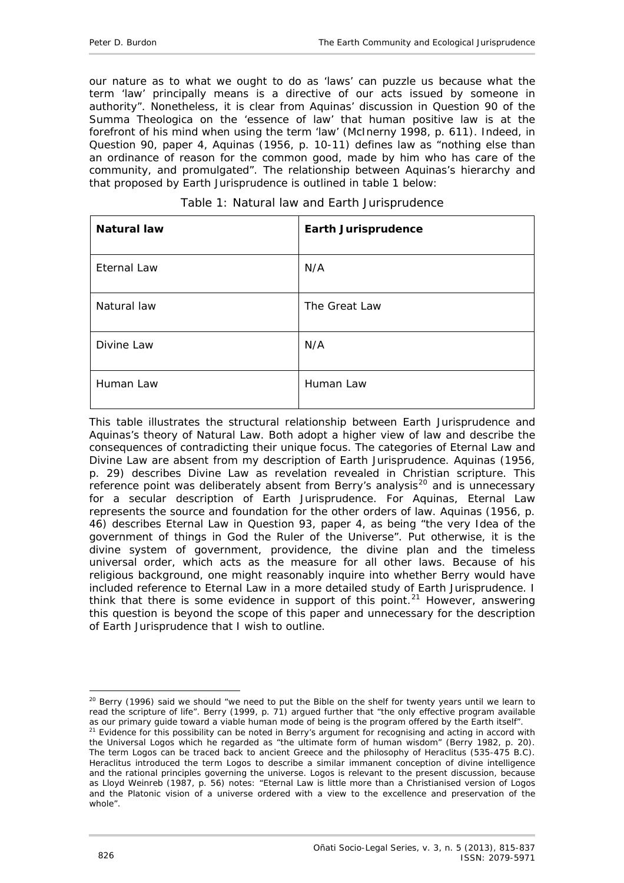our nature as to what we ought to do as 'laws' can puzzle us because what the term 'law' principally means is a directive of our acts issued by someone in authority". Nonetheless, it is clear from Aquinas' discussion in Question 90 of the *Summa Theologica* on the 'essence of law' that human positive law is at the forefront of his mind when using the term 'law' (McInerny 1998, p. 611). Indeed, in Question 90, paper 4, Aquinas (1956, p. 10-11) defines law as "nothing else than an ordinance of reason for the common good, made by him who has care of the community, and promulgated". The relationship between Aquinas's hierarchy and that proposed by Earth Jurisprudence is outlined in table 1 below:

Table 1: Natural law and Earth Jurisprudence

| **Natural law** | **Earth Jurisprudence** |
|---|---|
| Eternal Law | N/A |
| Natural law | The Great Law |
| Divine Law | N/A |
| Human Law | Human Law |

This table illustrates the structural relationship between Earth Jurisprudence and Aquinas's theory of Natural Law. Both adopt a higher view of law and describe the consequences of contradicting their unique focus. The categories of Eternal Law and Divine Law are absent from my description of Earth Jurisprudence. Aquinas (1956, p. 29) describes Divine Law as revelation revealed in Christian scripture. This reference point was deliberately absent from Berry's analysis[20] and is unnecessary for a secular description of Earth Jurisprudence. For Aquinas, Eternal Law represents the source and foundation for the other orders of law. Aquinas (1956, p. 46) describes Eternal Law in Question 93, paper 4, as being "the very Idea of the government of things in God the Ruler of the Universe". Put otherwise, it is the divine system of government, providence, the divine plan and the timeless universal order, which acts as the measure for all other laws. Because of his religious background, one might reasonably inquire into whether Berry would have included reference to Eternal Law in a more detailed study of Earth Jurisprudence. I think that there is some evidence in support of this point.[21] However, answering this question is beyond the scope of this paper and unnecessary for the description of Earth Jurisprudence that I wish to outline.

---

[20] Berry (1996) said we should "we need to put the Bible on the shelf for twenty years until we learn to read the scripture of life". Berry (1999, p. 71) argued further that "the only effective program available as our primary guide toward a viable human mode of being is the program offered by the Earth itself".

[21] Evidence for this possibility can be noted in Berry's argument for recognising and acting in accord with the Universal Logos which he regarded as "the ultimate form of human wisdom" (Berry 1982, p. 20). The term Logos can be traced back to ancient Greece and the philosophy of Heraclitus (535-475 B.C). Heraclitus introduced the term Logos to describe a similar immanent conception of divine intelligence and the rational principles governing the universe. Logos is relevant to the present discussion, because as Lloyd Weinreb (1987, p. 56) notes: "Eternal Law is little more than a Christianised version of Logos and the Platonic vision of a universe ordered with a view to the excellence and preservation of the whole".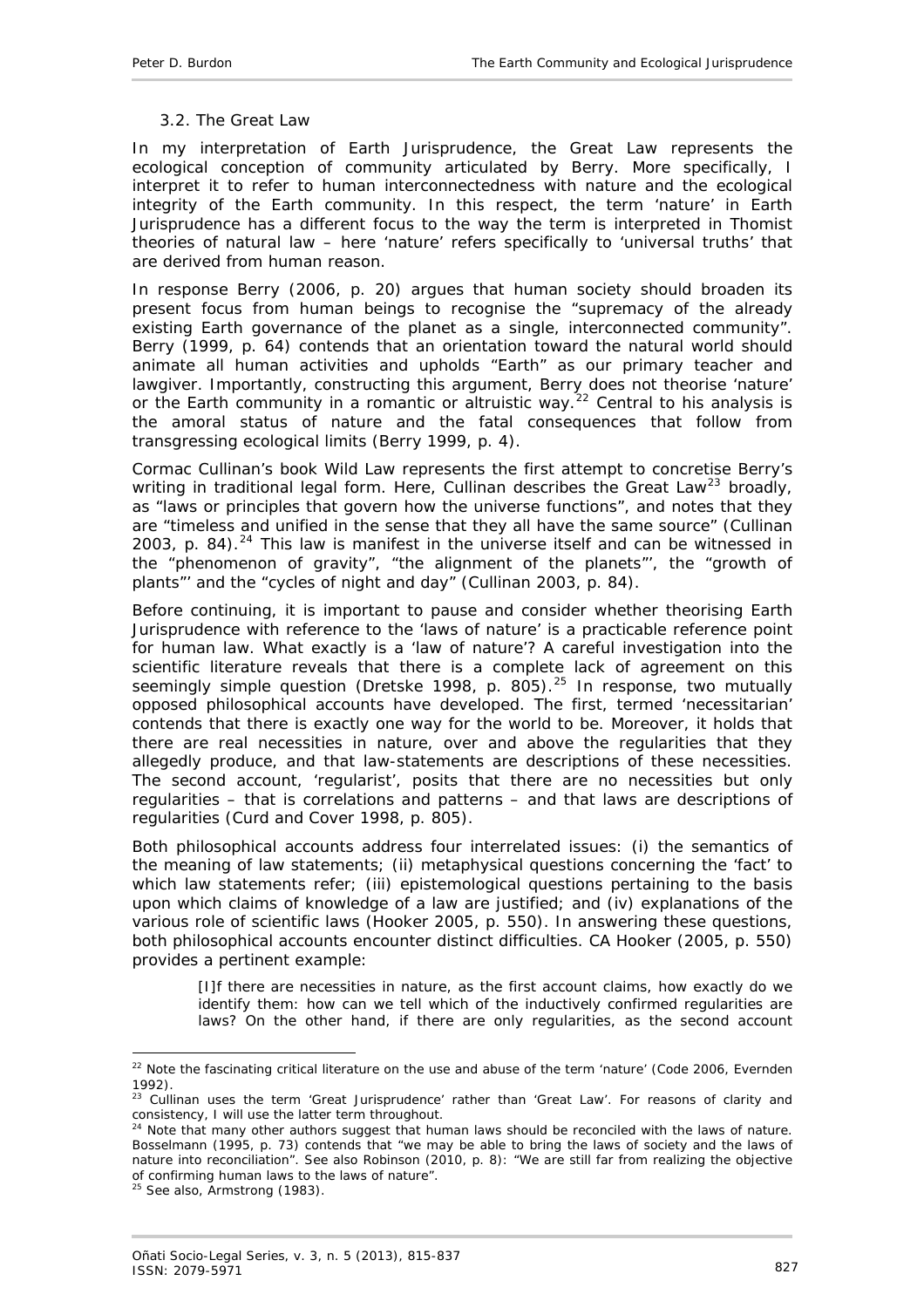### 3.2. The Great Law

In my interpretation of Earth Jurisprudence, the Great Law represents the ecological conception of community articulated by Berry. More specifically, I interpret it to refer to human interconnectedness with nature and the ecological integrity of the Earth community. In this respect, the term 'nature' in Earth Jurisprudence has a different focus to the way the term is interpreted in Thomist theories of natural law – here 'nature' refers specifically to 'universal truths' that are derived from human reason.

In response Berry (2006, p. 20) argues that human society should broaden its present focus from human beings to recognise the "supremacy of the already existing Earth governance of the planet as a single, interconnected community". Berry (1999, p. 64) contends that an orientation toward the natural world should animate all human activities and upholds "Earth" as our primary teacher and lawgiver. Importantly, constructing this argument, Berry does not theorise 'nature' or the Earth community in a romantic or altruistic way.[22] Central to his analysis is the amoral status of nature and the fatal consequences that follow from transgressing ecological limits (Berry 1999, p. 4).

Cormac Cullinan's book Wild Law represents the first attempt to concretise Berry's writing in traditional legal form. Here, Cullinan describes the Great Law[23] broadly, as "laws or principles that govern how the universe functions", and notes that they are "timeless and unified in the sense that they all have the same source" (Cullinan 2003, p. 84).[24] This law is manifest in the universe itself and can be witnessed in the "phenomenon of gravity", "the alignment of the planets"', the "growth of plants"' and the "cycles of night and day" (Cullinan 2003, p. 84).

Before continuing, it is important to pause and consider whether theorising Earth Jurisprudence with reference to the 'laws of nature' is a practicable reference point for human law. What exactly is a 'law of nature'? A careful investigation into the scientific literature reveals that there is a complete lack of agreement on this seemingly simple question (Dretske 1998, p. 805).[25] In response, two mutually opposed philosophical accounts have developed. The first, termed 'necessitarian' contends that there is exactly one way for the world to be. Moreover, it holds that there are real necessities in nature, over and above the regularities that they allegedly produce, and that law-statements are descriptions of these necessities. The second account, 'regularist', posits that there are no necessities but only regularities – that is correlations and patterns – and that laws are descriptions of regularities (Curd and Cover 1998, p. 805).

Both philosophical accounts address four interrelated issues: (i) the semantics of the meaning of law statements; (ii) metaphysical questions concerning the 'fact' to which law statements refer; (iii) epistemological questions pertaining to the basis upon which claims of knowledge of a law are justified; and (iv) explanations of the various role of scientific laws (Hooker 2005, p. 550). In answering these questions, both philosophical accounts encounter distinct difficulties. CA Hooker (2005, p. 550) provides a pertinent example:

> [I]f there are necessities in nature, as the first account claims, how exactly do we identify them: how can we tell which of the inductively confirmed regularities are laws? On the other hand, if there are only regularities, as the second account

---

[22] Note the fascinating critical literature on the use and abuse of the term 'nature' (Code 2006, Evernden 1992).

[23] Cullinan uses the term 'Great Jurisprudence' rather than 'Great Law'. For reasons of clarity and consistency, I will use the latter term throughout.

[24] Note that many other authors suggest that human laws should be reconciled with the laws of nature. Bosselmann (1995, p. 73) contends that "we may be able to bring the laws of society and the laws of nature into reconciliation". See also Robinson (2010, p. 8): "We are still far from realizing the objective of confirming human laws to the laws of nature".

[25] See also, Armstrong (1983).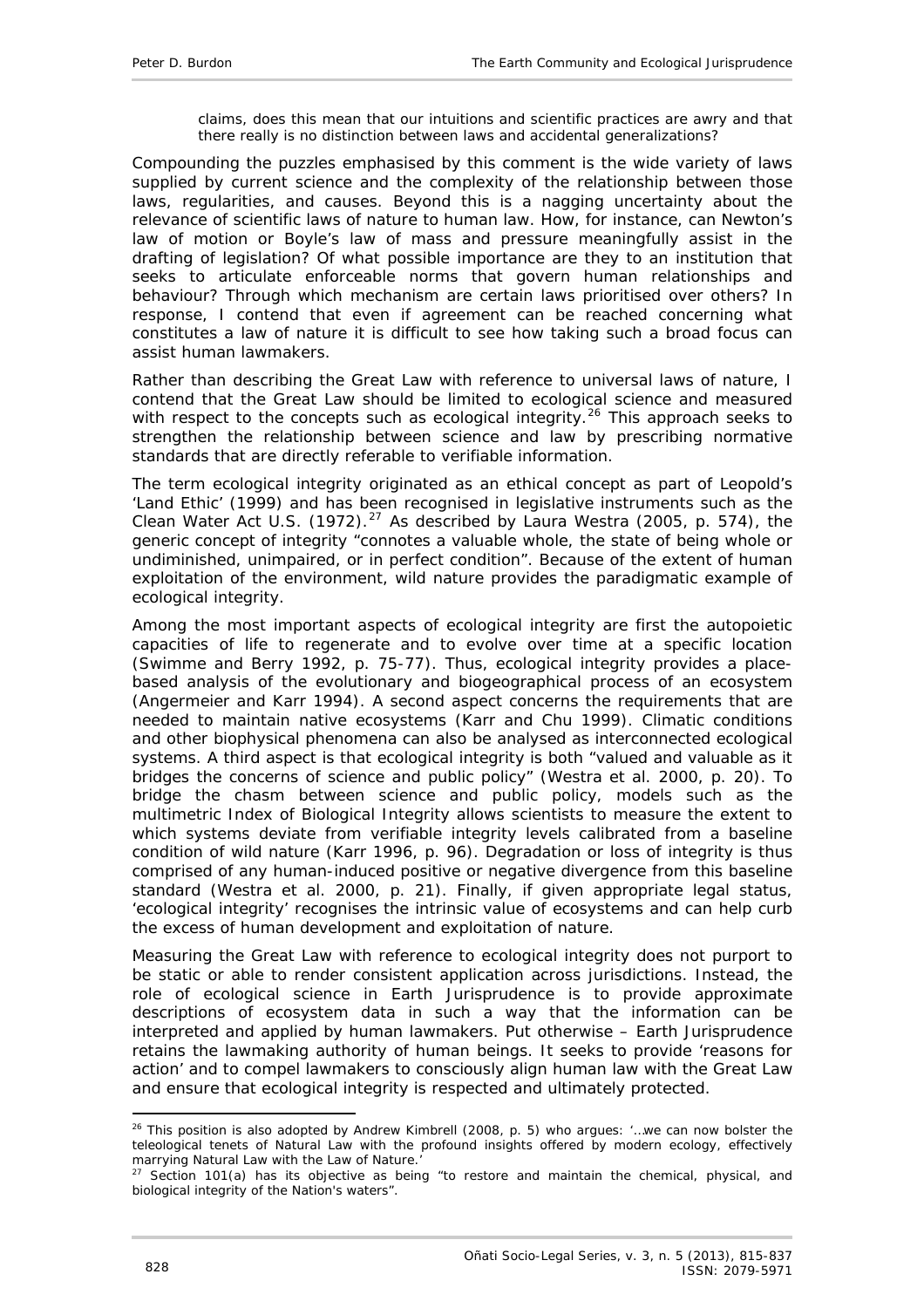> claims, does this mean that our intuitions and scientific practices are awry and that there really is no distinction between laws and accidental generalizations?

Compounding the puzzles emphasised by this comment is the wide variety of laws supplied by current science and the complexity of the relationship between those laws, regularities, and causes. Beyond this is a nagging uncertainty about the relevance of scientific laws of nature to human law. How, for instance, can Newton's law of motion or Boyle's law of mass and pressure meaningfully assist in the drafting of legislation? Of what possible importance are they to an institution that seeks to articulate enforceable norms that govern human relationships and behaviour? Through which mechanism are certain laws prioritised over others? In response, I contend that even if agreement can be reached concerning what constitutes a law of nature it is difficult to see how taking such a broad focus can assist human lawmakers.

Rather than describing the Great Law with reference to universal laws of nature, I contend that the Great Law should be limited to ecological science and measured with respect to the concepts such as ecological integrity.[26] This approach seeks to strengthen the relationship between science and law by prescribing normative standards that are directly referable to verifiable information.

The term ecological integrity originated as an ethical concept as part of Leopold's 'Land Ethic' (1999) and has been recognised in legislative instruments such as the Clean Water Act U.S. (1972).[27] As described by Laura Westra (2005, p. 574), the generic concept of integrity "connotes a valuable whole, the state of being whole or undiminished, unimpaired, or in perfect condition". Because of the extent of human exploitation of the environment, wild nature provides the paradigmatic example of ecological integrity.

Among the most important aspects of ecological integrity are first the autopoietic capacities of life to regenerate and to evolve over time at a specific location (Swimme and Berry 1992, p. 75-77). Thus, ecological integrity provides a place-based analysis of the evolutionary and biogeographical process of an ecosystem (Angermeier and Karr 1994). A second aspect concerns the requirements that are needed to maintain native ecosystems (Karr and Chu 1999). Climatic conditions and other biophysical phenomena can also be analysed as interconnected ecological systems. A third aspect is that ecological integrity is both "valued and valuable as it bridges the concerns of science and public policy" (Westra et al. 2000, p. 20). To bridge the chasm between science and public policy, models such as the multimetric Index of Biological Integrity allows scientists to measure the extent to which systems deviate from verifiable integrity levels calibrated from a baseline condition of wild nature (Karr 1996, p. 96). Degradation or loss of integrity is thus comprised of any human-induced positive or negative divergence from this baseline standard (Westra et al. 2000, p. 21). Finally, if given appropriate legal status, 'ecological integrity' recognises the intrinsic value of ecosystems and can help curb the excess of human development and exploitation of nature.

Measuring the Great Law with reference to ecological integrity does not purport to be static or able to render consistent application across jurisdictions. Instead, the role of ecological science in Earth Jurisprudence is to provide approximate descriptions of ecosystem data in such a way that the information can be interpreted and applied by human lawmakers. Put otherwise – Earth Jurisprudence retains the lawmaking authority of human beings. It seeks to provide 'reasons for action' and to compel lawmakers to consciously align human law with the Great Law and ensure that ecological integrity is respected and ultimately protected.

---

[26] This position is also adopted by Andrew Kimbrell (2008, p. 5) who argues: '…we can now bolster the teleological tenets of Natural Law with the profound insights offered by modern ecology, effectively marrying Natural Law with the Law of Nature.'

[27] Section 101(a) has its objective as being "to restore and maintain the chemical, physical, and biological integrity of the Nation's waters".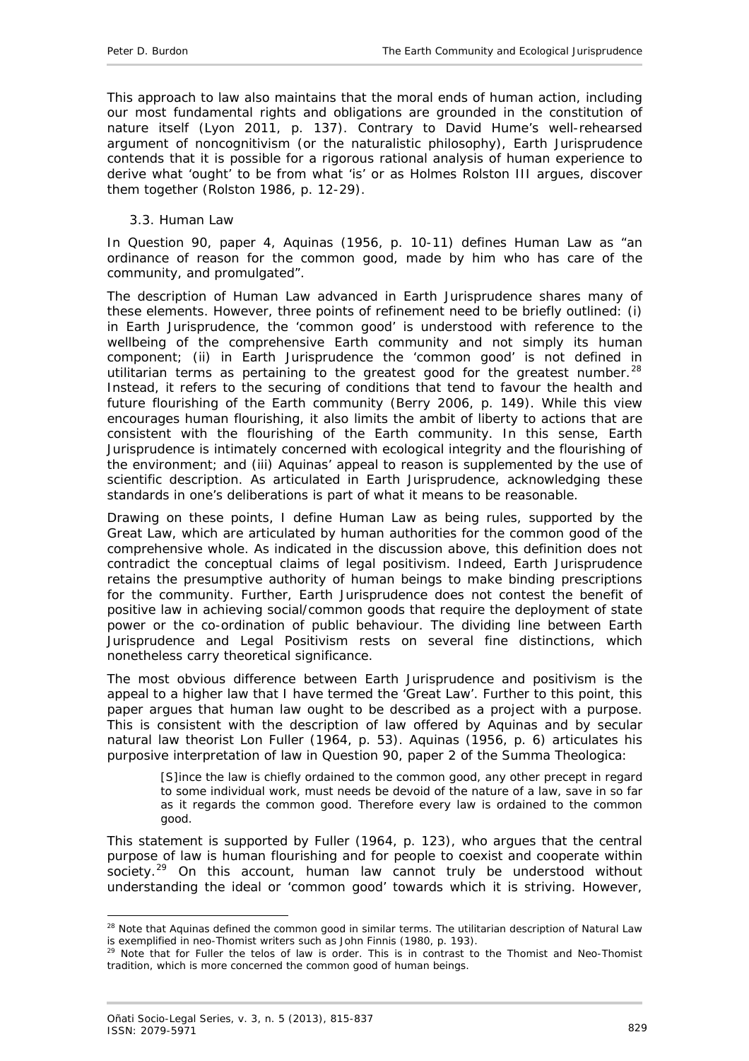This approach to law also maintains that the moral ends of human action, including our most fundamental rights and obligations are grounded in the constitution of nature itself (Lyon 2011, p. 137). Contrary to David Hume's well-rehearsed argument of noncognitivism (or the naturalistic philosophy), Earth Jurisprudence contends that it is possible for a rigorous rational analysis of human experience to derive what 'ought' to be from what 'is' or as Holmes Rolston III argues, discover them together (Rolston 1986, p. 12-29).

### 3.3. Human Law

In Question 90, paper 4, Aquinas (1956, p. 10-11) defines Human Law as "an ordinance of reason for the common good, made by him who has care of the community, and promulgated".

The description of Human Law advanced in Earth Jurisprudence shares many of these elements. However, three points of refinement need to be briefly outlined: (i) in Earth Jurisprudence, the 'common good' is understood with reference to the wellbeing of the comprehensive Earth community and not simply its human component; (ii) in Earth Jurisprudence the 'common good' is not defined in utilitarian terms as pertaining to the greatest good for the greatest number.[28] Instead, it refers to the securing of conditions that tend to favour the health and future flourishing of the Earth community (Berry 2006, p. 149). While this view encourages human flourishing, it also limits the ambit of liberty to actions that are consistent with the flourishing of the Earth community. In this sense, Earth Jurisprudence is intimately concerned with ecological integrity and the flourishing of the environment; and (iii) Aquinas' appeal to reason is supplemented by the use of scientific description. As articulated in Earth Jurisprudence, acknowledging these standards in one's deliberations is part of what it means to be reasonable.

Drawing on these points, I define Human Law as being rules, supported by the Great Law, which are articulated by human authorities for the common good of the comprehensive whole. As indicated in the discussion above, this definition does not contradict the conceptual claims of legal positivism. Indeed, Earth Jurisprudence retains the presumptive authority of human beings to make binding prescriptions for the community. Further, Earth Jurisprudence does not contest the benefit of positive law in achieving social/common goods that require the deployment of state power or the co-ordination of public behaviour. The dividing line between Earth Jurisprudence and Legal Positivism rests on several fine distinctions, which nonetheless carry theoretical significance.

The most obvious difference between Earth Jurisprudence and positivism is the appeal to a higher law that I have termed the 'Great Law'. Further to this point, this paper argues that human law ought to be described as a project with a purpose. This is consistent with the description of law offered by Aquinas and by secular natural law theorist Lon Fuller (1964, p. 53). Aquinas (1956, p. 6) articulates his purposive interpretation of law in Question 90, paper 2 of the Summa Theologica:

> [S]ince the law is chiefly ordained to the common good, any other precept in regard to some individual work, must needs be devoid of the nature of a law, save in so far as it regards the common good. Therefore every law is ordained to the common good.

This statement is supported by Fuller (1964, p. 123), who argues that the central purpose of law is human flourishing and for people to coexist and cooperate within society.[29] On this account, human law cannot truly be understood without understanding the ideal or 'common good' towards which it is striving. However,

---

[28] Note that Aquinas defined the common good in similar terms. The utilitarian description of Natural Law is exemplified in neo-Thomist writers such as John Finnis (1980, p. 193).

[29] Note that for Fuller the telos of law is order. This is in contrast to the Thomist and Neo-Thomist tradition, which is more concerned the common good of human beings.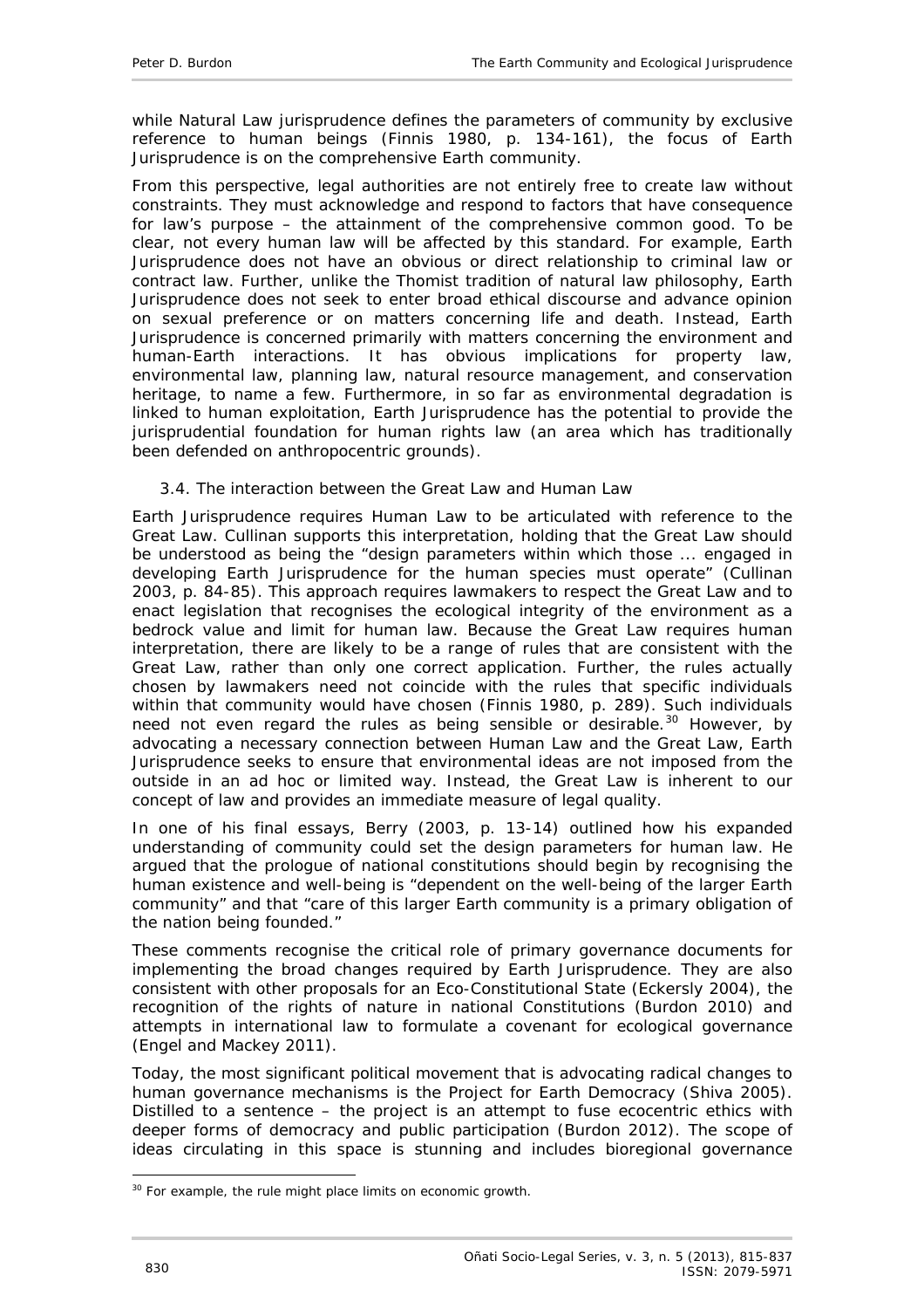while Natural Law jurisprudence defines the parameters of community by exclusive reference to human beings (Finnis 1980, p. 134-161), the focus of Earth Jurisprudence is on the comprehensive Earth community.

From this perspective, legal authorities are not entirely free to create law without constraints. They must acknowledge and respond to factors that have consequence for law's purpose – the attainment of the comprehensive common good. To be clear, not every human law will be affected by this standard. For example, Earth Jurisprudence does not have an obvious or direct relationship to criminal law or contract law. Further, unlike the Thomist tradition of natural law philosophy, Earth Jurisprudence does not seek to enter broad ethical discourse and advance opinion on sexual preference or on matters concerning life and death. Instead, Earth Jurisprudence is concerned primarily with matters concerning the environment and human-Earth interactions. It has obvious implications for property law, environmental law, planning law, natural resource management, and conservation heritage, to name a few. Furthermore, in so far as environmental degradation is linked to human exploitation, Earth Jurisprudence has the potential to provide the jurisprudential foundation for human rights law (an area which has traditionally been defended on anthropocentric grounds).

### *3.4. The interaction between the Great Law and Human Law*

Earth Jurisprudence requires Human Law to be articulated with reference to the Great Law. Cullinan supports this interpretation, holding that the Great Law should be understood as being the "design parameters within which those ... engaged in developing Earth Jurisprudence for the human species must operate" (Cullinan 2003, p. 84-85). This approach requires lawmakers to respect the Great Law and to enact legislation that recognises the ecological integrity of the environment as a bedrock value and limit for human law. Because the Great Law requires human interpretation, there are likely to be a range of rules that are consistent with the Great Law, rather than only one correct application. Further, the rules actually chosen by lawmakers need not coincide with the rules that specific individuals within that community would have chosen (Finnis 1980, p. 289). Such individuals need not even regard the rules as being sensible or desirable.[30] However, by advocating a necessary connection between Human Law and the Great Law, Earth Jurisprudence seeks to ensure that environmental ideas are not imposed from the outside in an ad hoc or limited way. Instead, the Great Law is inherent to our concept of law and provides an immediate measure of legal quality.

In one of his final essays, Berry (2003, p. 13-14) outlined how his expanded understanding of community could set the design parameters for human law. He argued that the prologue of national constitutions should begin by recognising the human existence and well-being is "dependent on the well-being of the larger Earth community" and that "care of this larger Earth community is a primary obligation of the nation being founded."

These comments recognise the critical role of primary governance documents for implementing the broad changes required by Earth Jurisprudence. They are also consistent with other proposals for an Eco-Constitutional State (Eckersly 2004), the recognition of the rights of nature in national Constitutions (Burdon 2010) and attempts in international law to formulate a covenant for ecological governance (Engel and Mackey 2011).

Today, the most significant political movement that is advocating radical changes to human governance mechanisms is the Project for Earth Democracy (Shiva 2005). Distilled to a sentence – the project is an attempt to fuse ecocentric ethics with deeper forms of democracy and public participation (Burdon 2012). The scope of ideas circulating in this space is stunning and includes bioregional governance

---

[30] For example, the rule might place limits on economic growth.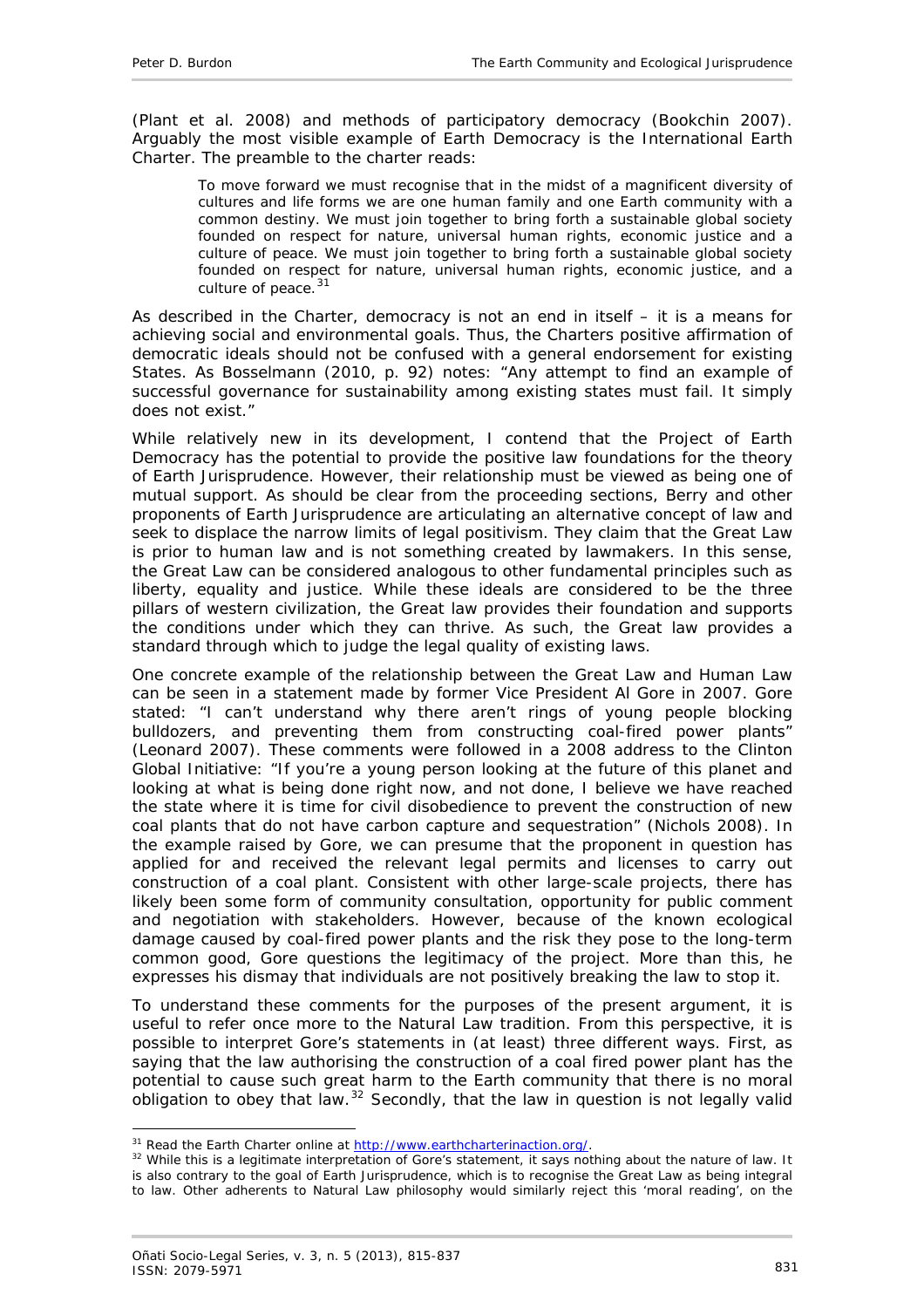(Plant et al. 2008) and methods of participatory democracy (Bookchin 2007). Arguably the most visible example of Earth Democracy is the International Earth Charter. The preamble to the charter reads:

> To move forward we must recognise that in the midst of a magnificent diversity of cultures and life forms we are one human family and one Earth community with a common destiny. We must join together to bring forth a sustainable global society founded on respect for nature, universal human rights, economic justice and a culture of peace. We must join together to bring forth a sustainable global society founded on respect for nature, universal human rights, economic justice, and a culture of peace.[31]

As described in the Charter, democracy is not an end in itself – it is a means for achieving social and environmental goals. Thus, the Charters positive affirmation of democratic ideals should not be confused with a general endorsement for existing States. As Bosselmann (2010, p. 92) notes: "Any attempt to find an example of successful governance for sustainability among existing states must fail. It simply does not exist."

While relatively new in its development, I contend that the Project of Earth Democracy has the potential to provide the positive law foundations for the theory of Earth Jurisprudence. However, their relationship must be viewed as being one of mutual support. As should be clear from the proceeding sections, Berry and other proponents of Earth Jurisprudence are articulating an alternative concept of law and seek to displace the narrow limits of legal positivism. They claim that the Great Law is prior to human law and is not something created by lawmakers. In this sense, the Great Law can be considered analogous to other fundamental principles such as liberty, equality and justice. While these ideals are considered to be the three pillars of western civilization, the Great law provides their foundation and supports the conditions under which they can thrive. As such, the Great law provides a standard through which to judge the legal quality of existing laws.

One concrete example of the relationship between the Great Law and Human Law can be seen in a statement made by former Vice President Al Gore in 2007. Gore stated: "I can't understand why there aren't rings of young people blocking bulldozers, and preventing them from constructing coal-fired power plants" (Leonard 2007). These comments were followed in a 2008 address to the Clinton Global Initiative: "If you're a young person looking at the future of this planet and looking at what is being done right now, and not done, I believe we have reached the state where it is time for civil disobedience to prevent the construction of new coal plants that do not have carbon capture and sequestration" (Nichols 2008). In the example raised by Gore, we can presume that the proponent in question has applied for and received the relevant legal permits and licenses to carry out construction of a coal plant. Consistent with other large-scale projects, there has likely been some form of community consultation, opportunity for public comment and negotiation with stakeholders. However, because of the known ecological damage caused by coal-fired power plants and the risk they pose to the long-term common good, Gore questions the legitimacy of the project. More than this, he expresses his dismay that individuals are not positively breaking the law to stop it.

To understand these comments for the purposes of the present argument, it is useful to refer once more to the Natural Law tradition. From this perspective, it is possible to interpret Gore's statements in (at least) three different ways. First, as saying that the law authorising the construction of a coal fired power plant has the potential to cause such great harm to the Earth community that there is no moral obligation to obey that law.[32] Secondly, that the law in question is not legally valid

---

[31] Read the Earth Charter online at http://www.earthcharterinaction.org/.

[32] While this is a legitimate interpretation of Gore's statement, it says nothing about the nature of law. It is also contrary to the goal of Earth Jurisprudence, which is to recognise the Great Law as being integral to law. Other adherents to Natural Law philosophy would similarly reject this 'moral reading', on the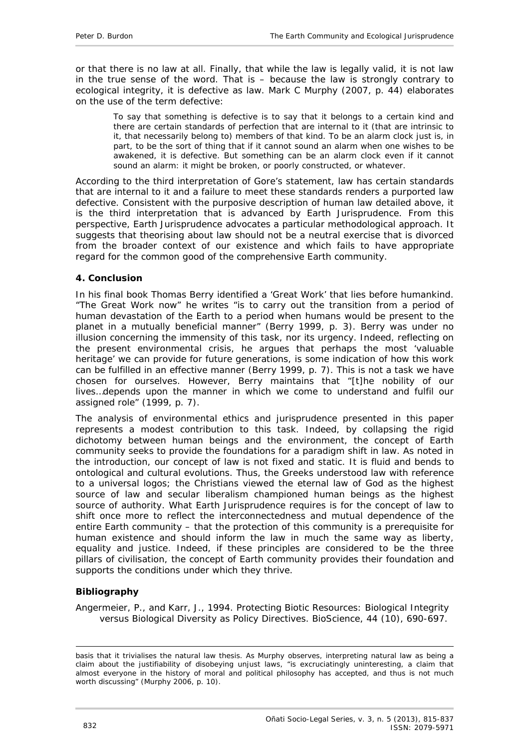or that there is no law at all. Finally, that while the law is legally valid, it is not law in the true sense of the word. That is – because the law is strongly contrary to ecological integrity, it is defective as law. Mark C Murphy (2007, p. 44) elaborates on the use of the term defective:

> To say that something is defective is to say that it belongs to a certain kind and there are certain standards of perfection that are internal to it (that are intrinsic to it, that necessarily belong to) members of that kind. To be an alarm clock just is, in part, to be the sort of thing that if it cannot sound an alarm when one wishes to be awakened, it is defective. But something can be an alarm clock even if it cannot sound an alarm: it might be broken, or poorly constructed, or whatever.

According to the third interpretation of Gore's statement, law has certain standards that are internal to it and a failure to meet these standards renders a purported law defective. Consistent with the purposive description of human law detailed above, it is the third interpretation that is advanced by Earth Jurisprudence. From this perspective, Earth Jurisprudence advocates a particular methodological approach. It suggests that theorising about law should not be a neutral exercise that is divorced from the broader context of our existence and which fails to have appropriate regard for the common good of the comprehensive Earth community.

## 4. Conclusion

In his final book Thomas Berry identified a 'Great Work' that lies before humankind. "The Great Work now" he writes "is to carry out the transition from a period of human devastation of the Earth to a period when humans would be present to the planet in a mutually beneficial manner" (Berry 1999, p. 3). Berry was under no illusion concerning the immensity of this task, nor its urgency. Indeed, reflecting on the present environmental crisis, he argues that perhaps the most 'valuable heritage' we can provide for future generations, is some indication of how this work can be fulfilled in an effective manner (Berry 1999, p. 7). This is not a task we have chosen for ourselves. However, Berry maintains that "[t]he nobility of our lives…depends upon the manner in which we come to understand and fulfil our assigned role" (1999, p. 7).

The analysis of environmental ethics and jurisprudence presented in this paper represents a modest contribution to this task. Indeed, by collapsing the rigid dichotomy between human beings and the environment, the concept of Earth community seeks to provide the foundations for a paradigm shift in law. As noted in the introduction, our concept of law is not fixed and static. It is fluid and bends to ontological and cultural evolutions. Thus, the Greeks understood law with reference to a universal logos; the Christians viewed the eternal law of God as the highest source of law and secular liberalism championed human beings as the highest source of authority. What Earth Jurisprudence requires is for the concept of law to shift once more to reflect the interconnectedness and mutual dependence of the entire Earth community – that the protection of this community is a prerequisite for human existence and should inform the law in much the same way as liberty, equality and justice. Indeed, if these principles are considered to be the three pillars of civilisation, the concept of Earth community provides their foundation and supports the conditions under which they thrive.

## Bibliography

Angermeier, P., and Karr, J., 1994. Protecting Biotic Resources: Biological Integrity versus Biological Diversity as Policy Directives. *BioScience*, 44 (10), 690-697.

---

basis that it trivialises the natural law thesis. As Murphy observes, interpreting natural law as being a claim about the justifiability of disobeying unjust laws, "is excruciatingly uninteresting, a claim that almost everyone in the history of moral and political philosophy has accepted, and thus is not much worth discussing" (Murphy 2006, p. 10).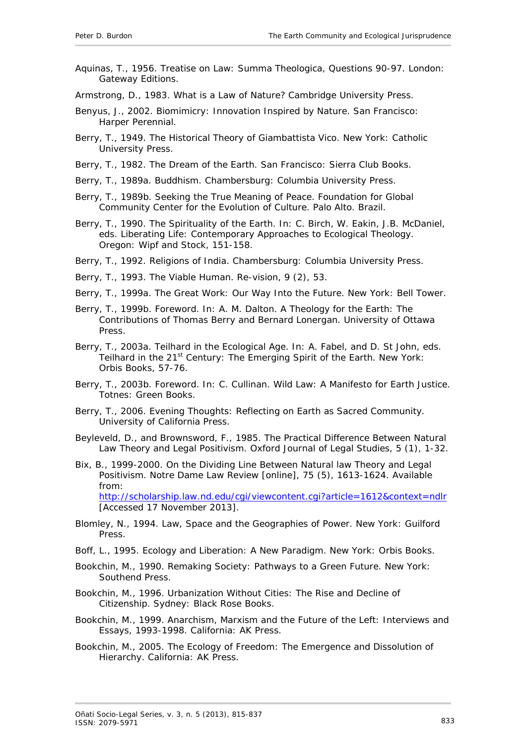Aquinas, T., 1956. *Treatise on Law: Summa Theologica, Questions 90-97*. London: Gateway Editions.

Armstrong, D., 1983. *What is a Law of Nature?* Cambridge University Press.

Benyus, J., 2002. *Biomimicry: Innovation Inspired by Nature*. San Francisco: Harper Perennial.

Berry, T., 1949. *The Historical Theory of Giambattista Vico*. New York: Catholic University Press.

Berry, T., 1982. *The Dream of the Earth*. San Francisco: Sierra Club Books.

Berry, T., 1989a. *Buddhism*. Chambersburg: Columbia University Press.

Berry, T., 1989b. *Seeking the True Meaning of Peace*. Foundation for Global Community Center for the Evolution of Culture. Palo Alto. Brazil.

Berry, T., 1990. The Spirituality of the Earth. *In*: C. Birch, W. Eakin, J.B. McDaniel, eds. *Liberating Life: Contemporary Approaches to Ecological Theology*. Oregon: Wipf and Stock, 151-158.

Berry, T., 1992. *Religions of India*. Chambersburg: Columbia University Press.

Berry, T., 1993. The Viable Human. *Re-vision*, 9 (2), 53.

Berry, T., 1999a. *The Great Work: Our Way Into the Future*. New York: Bell Tower.

Berry, T., 1999b. Foreword. *In*: A. M. Dalton. *A Theology for the Earth: The Contributions of Thomas Berry and Bernard Lonergan*. University of Ottawa Press.

Berry, T., 2003a. Teilhard in the Ecological Age. *In*: A. Fabel, and D. St John, eds. *Teilhard in the 21st Century: The Emerging Spirit of the Earth*. New York: Orbis Books, 57-76.

Berry, T., 2003b. Foreword. *In*: C. Cullinan. *Wild Law: A Manifesto for Earth Justice*. Totnes: Green Books.

Berry, T., 2006. *Evening Thoughts: Reflecting on Earth as Sacred Community*. University of California Press.

Beyleveld, D., and Brownsword, F., 1985. The Practical Difference Between Natural Law Theory and Legal Positivism. *Oxford Journal of Legal Studies*, 5 (1), 1-32.

Bix, B., 1999-2000. On the Dividing Line Between Natural law Theory and Legal Positivism. *Notre Dame Law Review* [online], 75 (5), 1613-1624. Available from: http://scholarship.law.nd.edu/cgi/viewcontent.cgi?article=1612&context=ndlr [Accessed 17 November 2013].

Blomley, N., 1994. *Law, Space and the Geographies of Power*. New York: Guilford Press.

Boff, L., 1995. *Ecology and Liberation: A New Paradigm*. New York: Orbis Books.

Bookchin, M., 1990. *Remaking Society: Pathways to a Green Future*. New York: Southend Press.

Bookchin, M., 1996. *Urbanization Without Cities: The Rise and Decline of Citizenship*. Sydney: Black Rose Books.

Bookchin, M., 1999. *Anarchism, Marxism and the Future of the Left: Interviews and Essays, 1993-1998*. California: AK Press.

Bookchin, M., 2005. *The Ecology of Freedom: The Emergence and Dissolution of Hierarchy*. California: AK Press.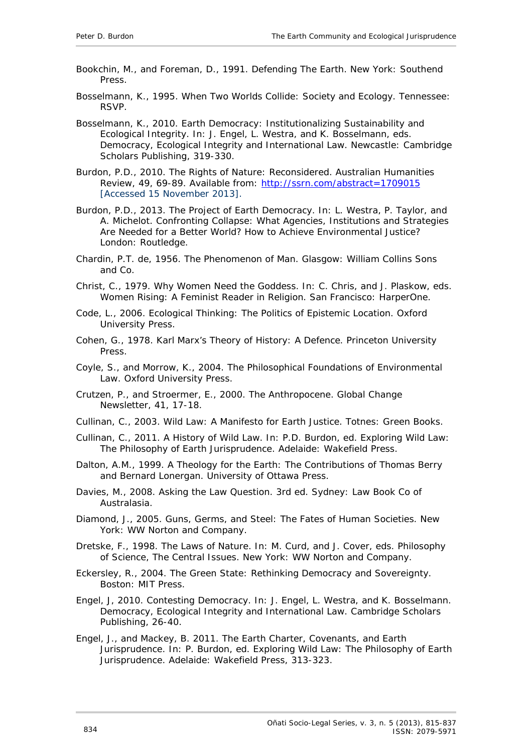Bookchin, M., and Foreman, D., 1991. *Defending The Earth*. New York: Southend Press.

Bosselmann, K., 1995. *When Two Worlds Collide: Society and Ecology*. Tennessee: RSVP.

Bosselmann, K., 2010. Earth Democracy: Institutionalizing Sustainability and Ecological Integrity. *In*: J. Engel, L. Westra, and K. Bosselmann, eds. *Democracy, Ecological Integrity and International Law*. Newcastle: Cambridge Scholars Publishing, 319-330.

Burdon, P.D., 2010. The Rights of Nature: Reconsidered. *Australian Humanities Review*, 49, 69-89. Available from: http://ssrn.com/abstract=1709015 [Accessed 15 November 2013].

Burdon, P.D., 2013. The Project of Earth Democracy. *In*: L. Westra, P. Taylor, and A. Michelot. *Confronting Collapse: What Agencies, Institutions and Strategies Are Needed for a Better World? How to Achieve Environmental Justice?* London: Routledge.

Chardin, P.T. de, 1956. *The Phenomenon of Man*. Glasgow: William Collins Sons and Co.

Christ, C., 1979. Why Women Need the Goddess. *In*: C. Chris, and J. Plaskow, eds. *Women Rising: A Feminist Reader in Religion*. San Francisco: HarperOne.

Code, L., 2006. *Ecological Thinking: The Politics of Epistemic Location*. Oxford University Press.

Cohen, G., 1978. *Karl Marx's Theory of History: A Defence*. Princeton University Press.

Coyle, S., and Morrow, K., 2004. *The Philosophical Foundations of Environmental Law*. Oxford University Press.

Crutzen, P., and Stroermer, E., 2000. The Anthropocene. *Global Change Newsletter*, 41, 17-18.

Cullinan, C., 2003. *Wild Law: A Manifesto for Earth Justice*. Totnes: Green Books.

Cullinan, C., 2011. A History of Wild Law. *In*: P.D. Burdon, ed. *Exploring Wild Law: The Philosophy of Earth Jurisprudence*. Adelaide: Wakefield Press.

Dalton, A.M., 1999. *A Theology for the Earth: The Contributions of Thomas Berry and Bernard Lonergan*. University of Ottawa Press.

Davies, M., 2008. *Asking the Law Question*. 3rd ed. Sydney: Law Book Co of Australasia.

Diamond, J., 2005. *Guns, Germs, and Steel: The Fates of Human Societies*. New York: WW Norton and Company.

Dretske, F., 1998. The Laws of Nature. *In*: M. Curd, and J. Cover, eds. *Philosophy of Science, The Central Issues*. New York: WW Norton and Company.

Eckersley, R., 2004. *The Green State: Rethinking Democracy and Sovereignty*. Boston: MIT Press.

Engel, J, 2010. Contesting Democracy. *In*: J. Engel, L. Westra, and K. Bosselmann. *Democracy, Ecological Integrity and International Law*. Cambridge Scholars Publishing, 26-40.

Engel, J., and Mackey, B. 2011. The Earth Charter, Covenants, and Earth Jurisprudence. *In*: P. Burdon, ed. *Exploring Wild Law: The Philosophy of Earth Jurisprudence*. Adelaide: Wakefield Press, 313-323.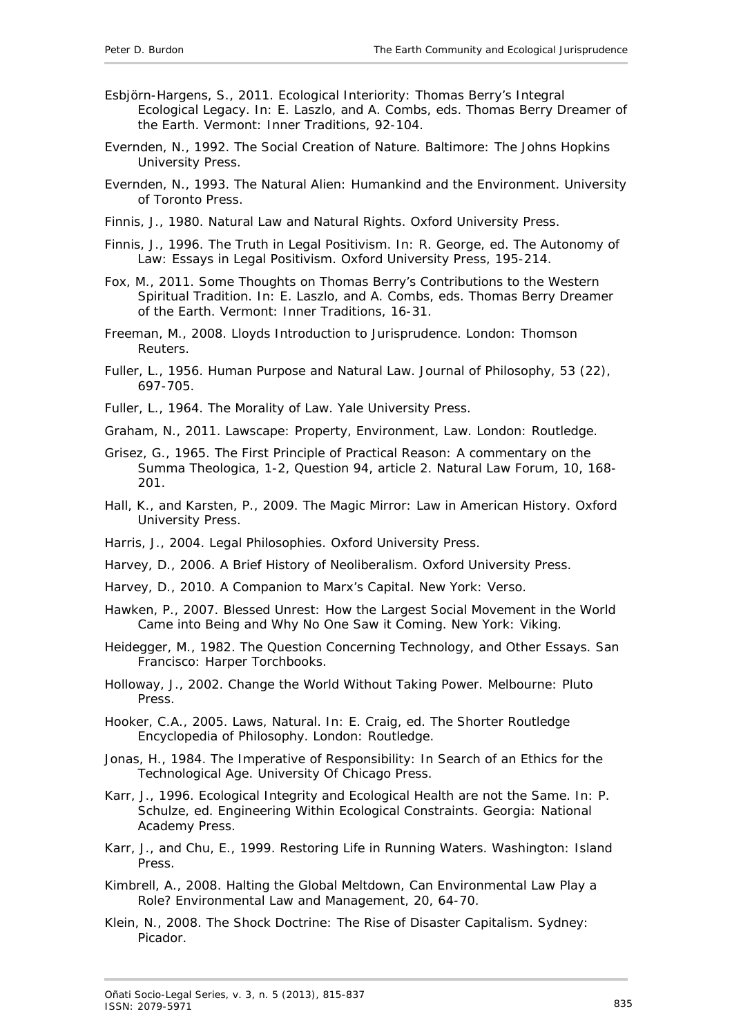Esbjörn-Hargens, S., 2011. Ecological Interiority: Thomas Berry's Integral Ecological Legacy. In: E. Laszlo, and A. Combs, eds. *Thomas Berry Dreamer of the Earth*. Vermont: Inner Traditions, 92-104.

Evernden, N., 1992. *The Social Creation of Nature*. Baltimore: The Johns Hopkins University Press.

Evernden, N., 1993. *The Natural Alien: Humankind and the Environment*. University of Toronto Press.

Finnis, J., 1980. *Natural Law and Natural Rights*. Oxford University Press.

Finnis, J., 1996. The Truth in Legal Positivism. In: R. George, ed. *The Autonomy of Law: Essays in Legal Positivism*. Oxford University Press, 195-214.

Fox, M., 2011. Some Thoughts on Thomas Berry's Contributions to the Western Spiritual Tradition. In: E. Laszlo, and A. Combs, eds. *Thomas Berry Dreamer of the Earth*. Vermont: Inner Traditions, 16-31.

Freeman, M., 2008. *Lloyds Introduction to Jurisprudence*. London: Thomson Reuters.

Fuller, L., 1956. Human Purpose and Natural Law. *Journal of Philosophy*, 53 (22), 697-705.

Fuller, L., 1964. *The Morality of Law*. Yale University Press.

Graham, N., 2011. *Lawscape: Property, Environment, Law*. London: Routledge.

Grisez, G., 1965. The First Principle of Practical Reason: A commentary on the Summa Theologica, 1-2, Question 94, article 2. *Natural Law Forum*, 10, 168-201.

Hall, K., and Karsten, P., 2009. *The Magic Mirror: Law in American History*. Oxford University Press.

Harris, J., 2004. *Legal Philosophies*. Oxford University Press.

Harvey, D., 2006. *A Brief History of Neoliberalism*. Oxford University Press.

Harvey, D., 2010. *A Companion to Marx's Capital*. New York: Verso.

Hawken, P., 2007. *Blessed Unrest: How the Largest Social Movement in the World Came into Being and Why No One Saw it Coming*. New York: Viking.

Heidegger, M., 1982. *The Question Concerning Technology, and Other Essays*. San Francisco: Harper Torchbooks.

Holloway, J., 2002. *Change the World Without Taking Power*. Melbourne: Pluto Press.

Hooker, C.A., 2005. Laws, Natural. In: E. Craig, ed. *The Shorter Routledge Encyclopedia of Philosophy*. London: Routledge.

Jonas, H., 1984. *The Imperative of Responsibility: In Search of an Ethics for the Technological Age*. University Of Chicago Press.

Karr, J., 1996. Ecological Integrity and Ecological Health are not the Same. In: P. Schulze, ed. *Engineering Within Ecological Constraints*. Georgia: National Academy Press.

Karr, J., and Chu, E., 1999. *Restoring Life in Running Waters*. Washington: Island Press.

Kimbrell, A., 2008. Halting the Global Meltdown, Can Environmental Law Play a Role? *Environmental Law and Management*, 20, 64-70.

Klein, N., 2008. *The Shock Doctrine: The Rise of Disaster Capitalism*. Sydney: Picador.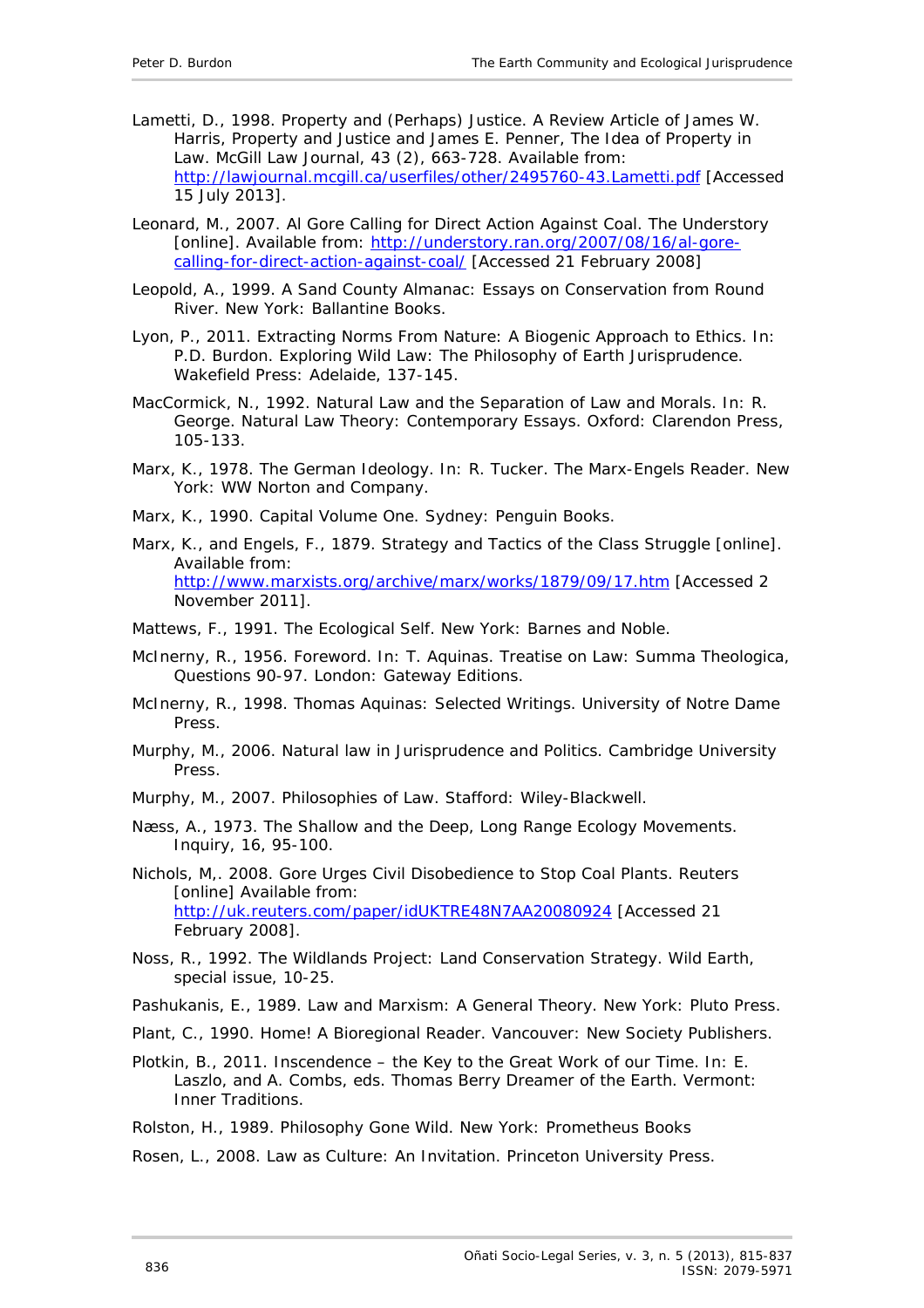Lametti, D., 1998. Property and (Perhaps) Justice. A Review Article of James W. Harris, Property and Justice and James E. Penner, The Idea of Property in Law. *McGill Law Journal*, 43 (2), 663-728. Available from: http://lawjournal.mcgill.ca/userfiles/other/2495760-43.Lametti.pdf [Accessed 15 July 2013].

Leonard, M., 2007. Al Gore Calling for Direct Action Against Coal. *The Understory* [online]. Available from: http://understory.ran.org/2007/08/16/al-gore-calling-for-direct-action-against-coal/ [Accessed 21 February 2008]

Leopold, A., 1999. *A Sand County Almanac: Essays on Conservation from Round River*. New York: Ballantine Books.

Lyon, P., 2011. Extracting Norms From Nature: A Biogenic Approach to Ethics. *In*: P.D. Burdon. *Exploring Wild Law: The Philosophy of Earth Jurisprudence*. Wakefield Press: Adelaide, 137-145.

MacCormick, N., 1992. Natural Law and the Separation of Law and Morals. *In*: R. George. *Natural Law Theory: Contemporary Essays*. Oxford: Clarendon Press, 105-133.

Marx, K., 1978. The German Ideology. *In*: R. Tucker. *The Marx-Engels Reader*. New York: WW Norton and Company.

Marx, K., 1990. *Capital Volume One*. Sydney: Penguin Books.

Marx, K., and Engels, F., 1879. *Strategy and Tactics of the Class Struggle* [online]. Available from: http://www.marxists.org/archive/marx/works/1879/09/17.htm [Accessed 2 November 2011].

Mattews, F., 1991. *The Ecological Self*. New York: Barnes and Noble.

McInerny, R., 1956. Foreword. *In*: T. Aquinas. *Treatise on Law: Summa Theologica, Questions 90-97*. London: Gateway Editions.

McInerny, R., 1998. *Thomas Aquinas: Selected Writings*. University of Notre Dame Press.

Murphy, M., 2006. *Natural law in Jurisprudence and Politics*. Cambridge University Press.

Murphy, M., 2007. *Philosophies of Law*. Stafford: Wiley-Blackwell.

Næss, A., 1973. The Shallow and the Deep, Long Range Ecology Movements. *Inquiry*, 16, 95-100.

Nichols, M,. 2008. Gore Urges Civil Disobedience to Stop Coal Plants. *Reuters* [online] Available from: http://uk.reuters.com/paper/idUKTRE48N7AA20080924 [Accessed 21 February 2008].

Noss, R., 1992. The Wildlands Project: Land Conservation Strategy. *Wild Earth*, special issue, 10-25.

Pashukanis, E., 1989. *Law and Marxism: A General Theory*. New York: Pluto Press.

Plant, C., 1990. *Home! A Bioregional Reader*. Vancouver: New Society Publishers.

Plotkin, B., 2011. Inscendence – the Key to the Great Work of our Time. *In*: E. Laszlo, and A. Combs, eds. *Thomas Berry Dreamer of the Earth*. Vermont: Inner Traditions.

Rolston, H., 1989. *Philosophy Gone Wild*. New York: Prometheus Books

Rosen, L., 2008. *Law as Culture: An Invitation*. Princeton University Press.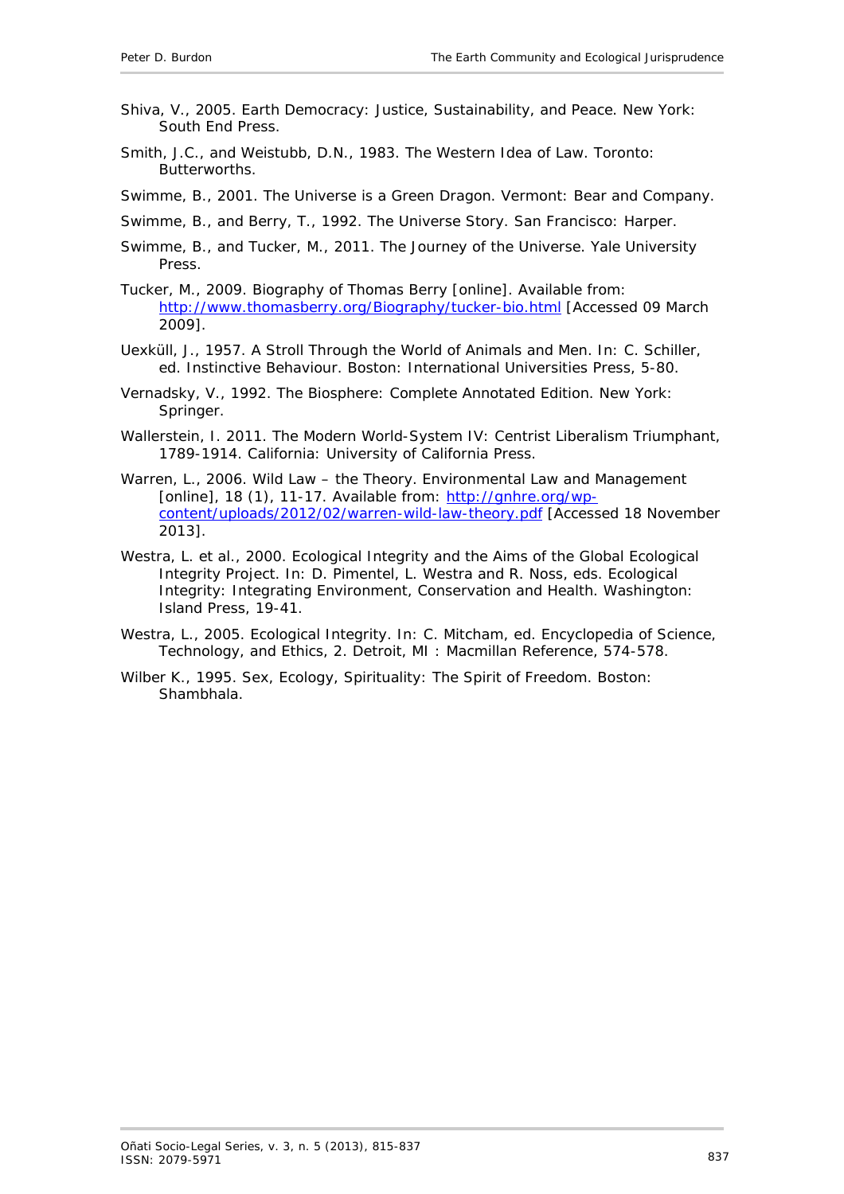Shiva, V., 2005. Earth Democracy: Justice, Sustainability, and Peace. New York: South End Press.

Smith, J.C., and Weistubb, D.N., 1983. The Western Idea of Law. Toronto: Butterworths.

Swimme, B., 2001. The Universe is a Green Dragon. Vermont: Bear and Company.

Swimme, B., and Berry, T., 1992. The Universe Story. San Francisco: Harper.

Swimme, B., and Tucker, M., 2011. The Journey of the Universe. Yale University Press.

Tucker, M., 2009. Biography of Thomas Berry [online]. Available from: http://www.thomasberry.org/Biography/tucker-bio.html [Accessed 09 March 2009].

Uexküll, J., 1957. A Stroll Through the World of Animals and Men. In: C. Schiller, ed. Instinctive Behaviour. Boston: International Universities Press, 5-80.

Vernadsky, V., 1992. The Biosphere: Complete Annotated Edition. New York: Springer.

Wallerstein, I. 2011. The Modern World-System IV: Centrist Liberalism Triumphant, 1789-1914. California: University of California Press.

Warren, L., 2006. Wild Law – the Theory. Environmental Law and Management [online], 18 (1), 11-17. Available from: http://gnhre.org/wp-content/uploads/2012/02/warren-wild-law-theory.pdf [Accessed 18 November 2013].

Westra, L. et al., 2000. Ecological Integrity and the Aims of the Global Ecological Integrity Project. In: D. Pimentel, L. Westra and R. Noss, eds. Ecological Integrity: Integrating Environment, Conservation and Health. Washington: Island Press, 19-41.

Westra, L., 2005. Ecological Integrity. In: C. Mitcham, ed. Encyclopedia of Science, Technology, and Ethics, 2. Detroit, MI : Macmillan Reference, 574-578.

Wilber K., 1995. Sex, Ecology, Spirituality: The Spirit of Freedom. Boston: Shambhala.